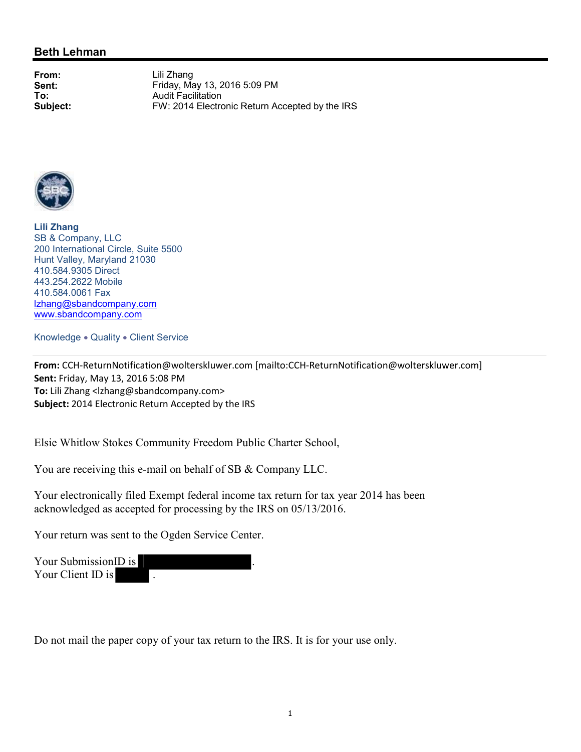## Beth Lehman

**From:** Lili Zhang
**Sent:** Friday, May 13, 2016 5:09 PM
**To:** Audit Facilitation
**Subject:** FW: 2014 Electronic Return Accepted by the IRS

**Lili Zhang**
SB & Company, LLC
200 International Circle, Suite 5500
Hunt Valley, Maryland 21030
410.584.9305 Direct
443.254.2622 Mobile
410.584.0061 Fax
lzhang@sbandcompany.com
www.sbandcompany.com

Knowledge • Quality • Client Service

**From:** CCH-ReturnNotification@wolterskluwer.com [mailto:CCH-ReturnNotification@wolterskluwer.com]
**Sent:** Friday, May 13, 2016 5:08 PM
**To:** Lili Zhang <lzhang@sbandcompany.com>
**Subject:** 2014 Electronic Return Accepted by the IRS

Elsie Whitlow Stokes Community Freedom Public Charter School,

You are receiving this e-mail on behalf of SB & Company LLC.

Your electronically filed Exempt federal income tax return for tax year 2014 has been acknowledged as accepted for processing by the IRS on 05/13/2016.

Your return was sent to the Ogden Service Center.

Your SubmissionID is [REDACTED].
Your Client ID is [REDACTED].

Do not mail the paper copy of your tax return to the IRS. It is for your use only.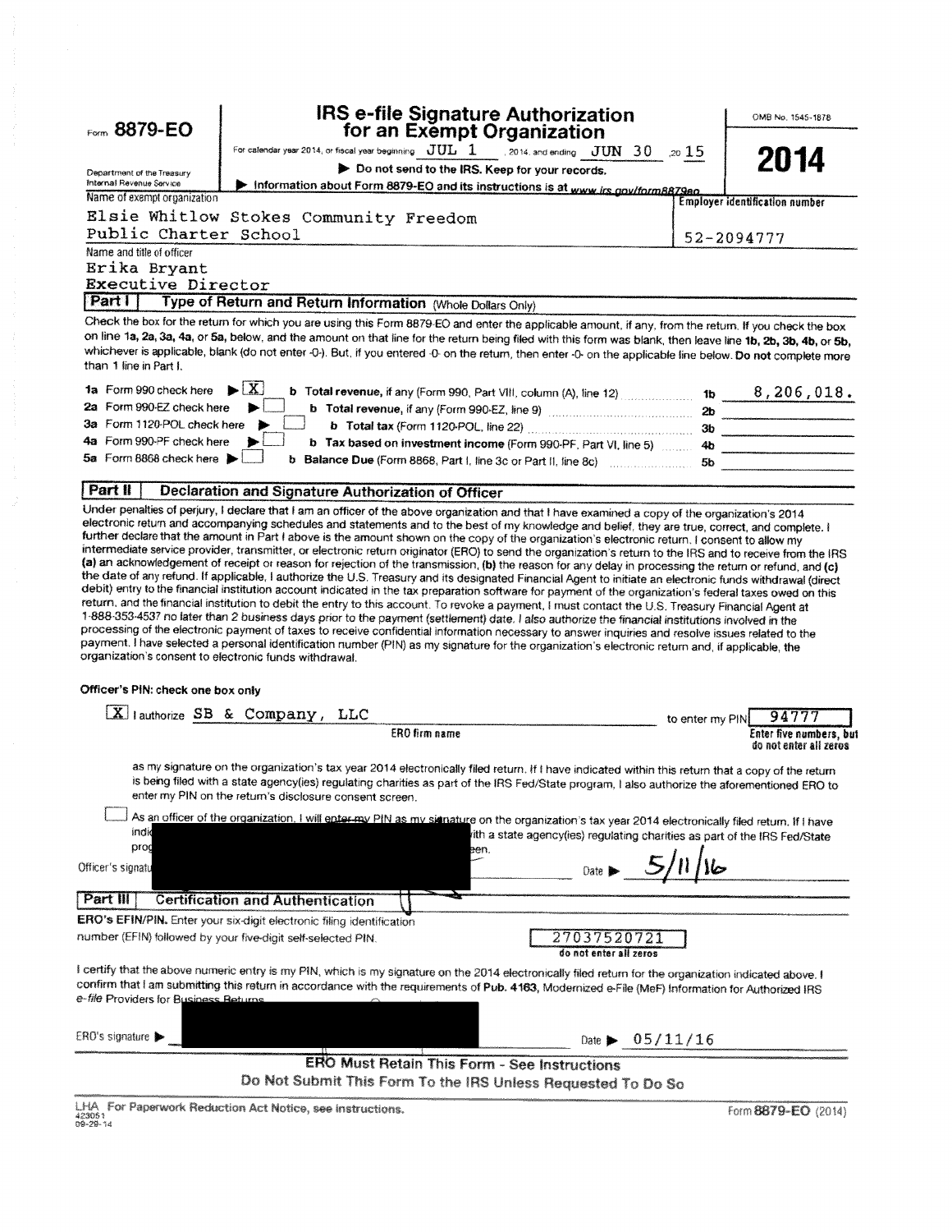Form **8879-EO**

Department of the Treasury
Internal Revenue Service

# IRS e-file Signature Authorization for an Exempt Organization

For calendar year 2014, or fiscal year beginning JUL 1 , 2014, and ending JUN 30 , 20 15

▶ Do not send to the IRS. Keep for your records.

▶ Information about Form 8879-EO and its instructions is at www.irs.gov/form8879eo.

OMB No. 1545-1878

**2014**

Name of exempt organization: Elsie Whitlow Stokes Community Freedom Public Charter School

Employer identification number: 52-2094777

Name and title of officer: Erika Bryant, Executive Director

## Part I — Type of Return and Return Information (Whole Dollars Only)

Check the box for the return for which you are using this Form 8879-EO and enter the applicable amount, if any, from the return. If you check the box on line 1a, 2a, 3a, 4a, or 5a, below, and the amount on that line for the return being filed with this form was blank, then leave line 1b, 2b, 3b, 4b, or 5b, whichever is applicable, blank (do not enter -0-). But, if you entered -0- on the return, then enter -0- on the applicable line below. **Do not** complete more than 1 line in Part I.

| | | | |
|---|---|---|---|
| **1a** Form 990 check here ▶ [X] | **b Total revenue,** if any (Form 990, Part VIII, column (A), line 12) | **1b** | 8,206,018. |
| **2a** Form 990-EZ check here ▶ [ ] | **b Total revenue,** if any (Form 990-EZ, line 9) | **2b** | |
| **3a** Form 1120-POL check here ▶ [ ] | **b Total tax** (Form 1120-POL, line 22) | **3b** | |
| **4a** Form 990-PF check here ▶ [ ] | **b Tax based on investment income** (Form 990-PF, Part VI, line 5) | **4b** | |
| **5a** Form 8868 check here ▶ [ ] | **b Balance Due** (Form 8868, Part I, line 3c or Part II, line 8c) | **5b** | |

## Part II — Declaration and Signature Authorization of Officer

Under penalties of perjury, I declare that I am an officer of the above organization and that I have examined a copy of the organization's 2014 electronic return and accompanying schedules and statements and to the best of my knowledge and belief, they are true, correct, and complete. I further declare that the amount in Part I above is the amount shown on the copy of the organization's electronic return. I consent to allow my intermediate service provider, transmitter, or electronic return originator (ERO) to send the organization's return to the IRS and to receive from the IRS **(a)** an acknowledgement of receipt or reason for rejection of the transmission, **(b)** the reason for any delay in processing the return or refund, and **(c)** the date of any refund. If applicable, I authorize the U.S. Treasury and its designated Financial Agent to initiate an electronic funds withdrawal (direct debit) entry to the financial institution account indicated in the tax preparation software for payment of the organization's federal taxes owed on this return, and the financial institution to debit the entry to this account. To revoke a payment, I must contact the U.S. Treasury Financial Agent at 1-888-353-4537 no later than 2 business days prior to the payment (settlement) date. I also authorize the financial institutions involved in the processing of the electronic payment of taxes to receive confidential information necessary to answer inquiries and resolve issues related to the payment. I have selected a personal identification number (PIN) as my signature for the organization's electronic return and, if applicable, the organization's consent to electronic funds withdrawal.

**Officer's PIN: check one box only**

[X] I authorize SB & Company, LLC (ERO firm name) to enter my PIN 94777 (Enter five numbers, but do not enter all zeros)

as my signature on the organization's tax year 2014 electronically filed return. If I have indicated within this return that a copy of the return is being filed with a state agency(ies) regulating charities as part of the IRS Fed/State program, I also authorize the aforementioned ERO to enter my PIN on the return's disclosure consent screen.

[ ] As an officer of the organization, I will enter my PIN as my signature on the organization's tax year 2014 electronically filed return. If I have indi[...] [...]ith a state agency(ies) regulating charities as part of the IRS Fed/State prog[...] [...]een.

Officer's signatu[re] ▶ [REDACTED] Date ▶ 5/11/16

## Part III — Certification and Authentication

**ERO's EFIN/PIN.** Enter your six-digit electronic filing identification number (EFIN) followed by your five-digit self-selected PIN. 27037520721 (do not enter all zeros)

I certify that the above numeric entry is my PIN, which is my signature on the 2014 electronically filed return for the organization indicated above. I confirm that I am submitting this return in accordance with the requirements of **Pub. 4163**, Modernized e-File (MeF) Information for Authorized IRS *e-file* Providers for Business Returns.

ERO's signature ▶ [REDACTED] Date ▶ 05/11/16

**ERO Must Retain This Form - See Instructions**

**Do Not Submit This Form To the IRS Unless Requested To Do So**

LHA For Paperwork Reduction Act Notice, see instructions.

423051 09-29-14

Form **8879-EO** (2014)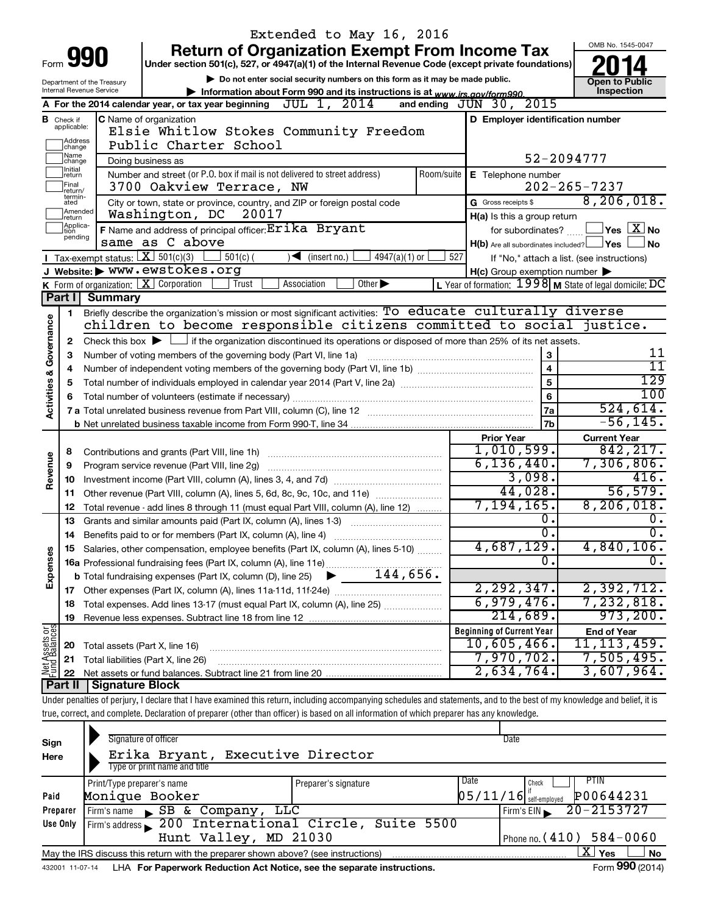Extended to May 16, 2016

# Form 990 — Return of Organization Exempt From Income Tax

**Under section 501(c), 527, or 4947(a)(1) of the Internal Revenue Code (except private foundations)**

▶ Do not enter social security numbers on this form as it may be made public.

▶ Information about Form 990 and its instructions is at www.irs.gov/form990.

Department of the Treasury, Internal Revenue Service

OMB No. 1545-0047 — **2014** — Open to Public Inspection

**A** For the 2014 calendar year, or tax year beginning JUL 1, 2014 and ending JUN 30, 2015

**B** Check if applicable: Address change ☐ Name change ☐ Initial return ☐ Final return/terminated ☐ Amended return ☐ Application pending ☐

**C** Name of organization: Elsie Whitlow Stokes Community Freedom Public Charter School

Doing business as

Number and street (or P.O. box if mail is not delivered to street address): 3700 Oakview Terrace, NW — Room/suite

City or town, state or province, country, and ZIP or foreign postal code: Washington, DC 20017

**D** Employer identification number: 52-2094777

**E** Telephone number: 202-265-7237

**G** Gross receipts $ 8,206,018.

**F** Name and address of principal officer: Erika Bryant, same as C above

**H(a)** Is this a group return for subordinates? ☐ Yes ☒ No

**H(b)** Are all subordinates included? ☐ Yes ☐ No — If "No," attach a list. (see instructions)

**H(c)** Group exemption number ▶

**I** Tax-exempt status: ☒ 501(c)(3) ☐ 501(c) ( ) ◀ (insert no.) ☐ 4947(a)(1) or ☐ 527

**J** Website: ▶ www.ewstokes.org

**K** Form of organization: ☒ Corporation ☐ Trust ☐ Association ☐ Other ▶

**L** Year of formation: 1998 **M** State of legal domicile: DC

## Part I Summary

**Activities & Governance**

1. Briefly describe the organization's mission or most significant activities: To educate culturally diverse children to become responsible citizens committed to social justice.
2. Check this box ▶ ☐ if the organization discontinued its operations or disposed of more than 25% of its net assets.

| Line | Description | | Value |
|---|---|---|---|
| 3 | Number of voting members of the governing body (Part VI, line 1a) | 3 | 11 |
| 4 | Number of independent voting members of the governing body (Part VI, line 1b) | 4 | 11 |
| 5 | Total number of individuals employed in calendar year 2014 (Part V, line 2a) | 5 | 129 |
| 6 | Total number of volunteers (estimate if necessary) | 6 | 100 |
| 7a | Total unrelated business revenue from Part VIII, column (C), line 12 | 7a | 524,614. |
| 7b | Net unrelated business taxable income from Form 990-T, line 34 | 7b | -56,145. |

| Line | Description | Prior Year | Current Year |
|---|---|---|---|
| **Revenue** | | | |
| 8 | Contributions and grants (Part VIII, line 1h) | 1,010,599. | 842,217. |
| 9 | Program service revenue (Part VIII, line 2g) | 6,136,440. | 7,306,806. |
| 10 | Investment income (Part VIII, column (A), lines 3, 4, and 7d) | 3,098. | 416. |
| 11 | Other revenue (Part VIII, column (A), lines 5, 6d, 8c, 9c, 10c, and 11e) | 44,028. | 56,579. |
| 12 | Total revenue - add lines 8 through 11 (must equal Part VIII, column (A), line 12) | 7,194,165. | 8,206,018. |
| **Expenses** | | | |
| 13 | Grants and similar amounts paid (Part IX, column (A), lines 1-3) | 0. | 0. |
| 14 | Benefits paid to or for members (Part IX, column (A), line 4) | 0. | 0. |
| 15 | Salaries, other compensation, employee benefits (Part IX, column (A), lines 5-10) | 4,687,129. | 4,840,106. |
| 16a | Professional fundraising fees (Part IX, column (A), line 11e) | 0. | 0. |
| b | Total fundraising expenses (Part IX, column (D), line 25) ▶ 144,656. | | |
| 17 | Other expenses (Part IX, column (A), lines 11a-11d, 11f-24e) | 2,292,347. | 2,392,712. |
| 18 | Total expenses. Add lines 13-17 (must equal Part IX, column (A), line 25) | 6,979,476. | 7,232,818. |
| 19 | Revenue less expenses. Subtract line 18 from line 12 | 214,689. | 973,200. |
| **Net Assets or Fund Balances** | | **Beginning of Current Year** | **End of Year** |
| 20 | Total assets (Part X, line 16) | 10,605,466. | 11,113,459. |
| 21 | Total liabilities (Part X, line 26) | 7,970,702. | 7,505,495. |
| 22 | Net assets or fund balances. Subtract line 21 from line 20 | 2,634,764. | 3,607,964. |

## Part II Signature Block

Under penalties of perjury, I declare that I have examined this return, including accompanying schedules and statements, and to the best of my knowledge and belief, it is true, correct, and complete. Declaration of preparer (other than officer) is based on all information of which preparer has any knowledge.

**Sign Here**

Signature of officer — Date

Erika Bryant, Executive Director
Type or print name and title

**Paid Preparer Use Only**

| Print/Type preparer's name | Preparer's signature | Date | Check if self-employed | PTIN |
|---|---|---|---|---|
| Monique Booker | | 05/11/16 | ☐ | P00644231 |

Firm's name ▶ SB & Company, LLC — Firm's EIN ▶ 20-2153727

Firm's address ▶ 200 International Circle, Suite 5500, Hunt Valley, MD 21030 — Phone no. (410) 584-0060

May the IRS discuss this return with the preparer shown above? (see instructions) ☒ Yes ☐ No

432001 11-07-14 LHA For Paperwork Reduction Act Notice, see the separate instructions. Form 990 (2014)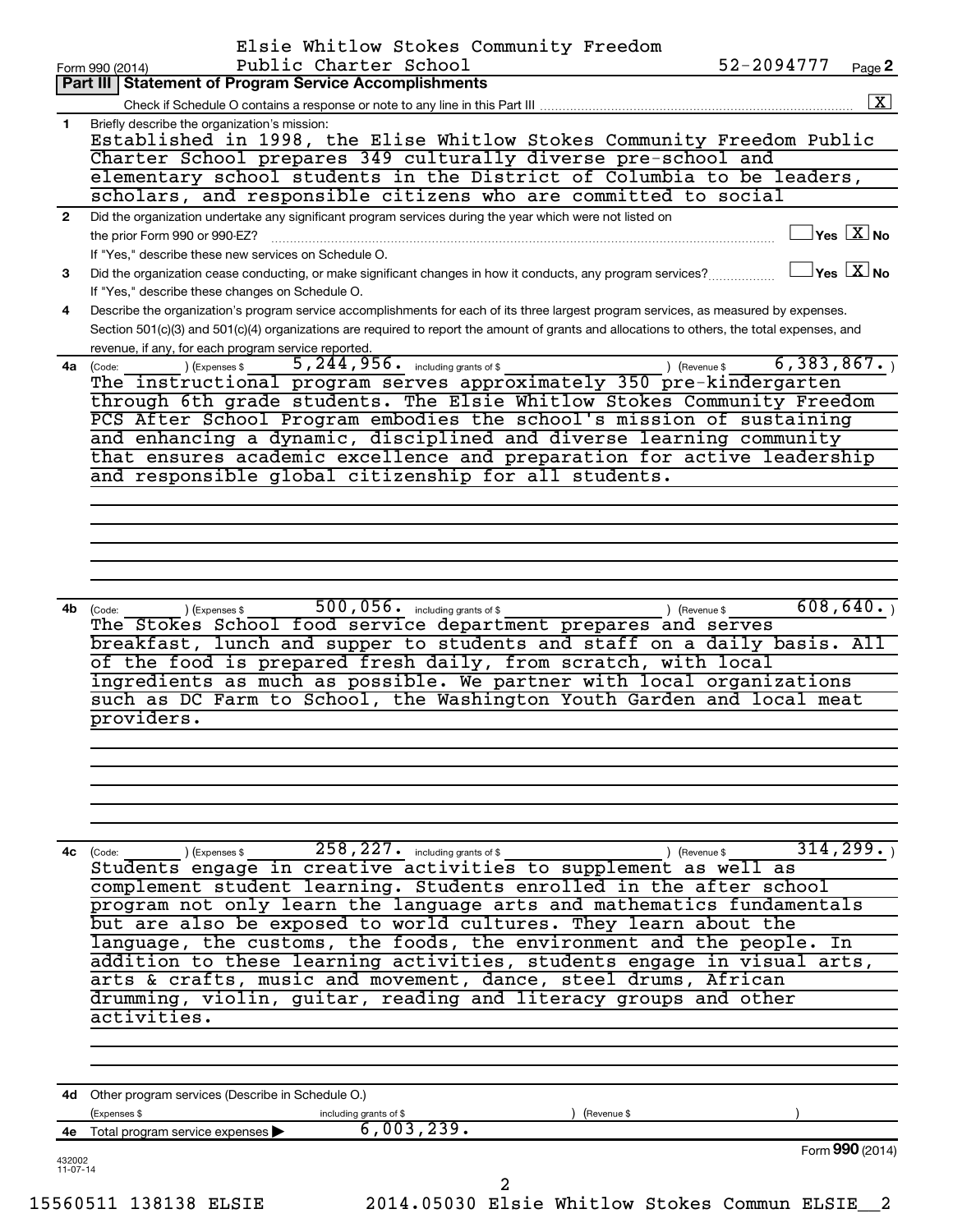Form 990 (2014) Elsie Whitlow Stokes Community Freedom Public Charter School 52-2094777 Page **2**

## Part III | Statement of Program Service Accomplishments

Check if Schedule O contains a response or note to any line in this Part III .... [X]

**1** Briefly describe the organization's mission:

Established in 1998, the Elise Whitlow Stokes Community Freedom Public Charter School prepares 349 culturally diverse pre-school and elementary school students in the District of Columbia to be leaders, scholars, and responsible citizens who are committed to social

**2** Did the organization undertake any significant program services during the year which were not listed on the prior Form 990 or 990-EZ? .... [ ] Yes [X] No

If "Yes," describe these new services on Schedule O.

**3** Did the organization cease conducting, or make significant changes in how it conducts, any program services? .... [ ] Yes [X] No

If "Yes," describe these changes on Schedule O.

**4** Describe the organization's program service accomplishments for each of its three largest program services, as measured by expenses. Section 501(c)(3) and 501(c)(4) organizations are required to report the amount of grants and allocations to others, the total expenses, and revenue, if any, for each program service reported.

**4a** (Code: ) (Expenses $ 5,244,956. including grants of $ ) (Revenue $ 6,383,867. )

The instructional program serves approximately 350 pre-kindergarten through 6th grade students. The Elsie Whitlow Stokes Community Freedom PCS After School Program embodies the school's mission of sustaining and enhancing a dynamic, disciplined and diverse learning community that ensures academic excellence and preparation for active leadership and responsible global citizenship for all students.

**4b** (Code: ) (Expenses $ 500,056. including grants of $ ) (Revenue $ 608,640. )

The Stokes School food service department prepares and serves breakfast, lunch and supper to students and staff on a daily basis. All of the food is prepared fresh daily, from scratch, with local ingredients as much as possible. We partner with local organizations such as DC Farm to School, the Washington Youth Garden and local meat providers.

**4c** (Code: ) (Expenses $ 258,227. including grants of $ ) (Revenue $ 314,299. )

Students engage in creative activities to supplement as well as complement student learning. Students enrolled in the after school program not only learn the language arts and mathematics fundamentals but are also be exposed to world cultures. They learn about the language, the customs, the foods, the environment and the people. In addition to these learning activities, students engage in visual arts, arts & crafts, music and movement, dance, steel drums, African drumming, violin, guitar, reading and literacy groups and other activities.

**4d** Other program services (Describe in Schedule O.)

(Expenses $ including grants of $ ) (Revenue $ )

**4e** Total program service expenses ▶ 6,003,239.

Form **990** (2014)

432002 11-07-14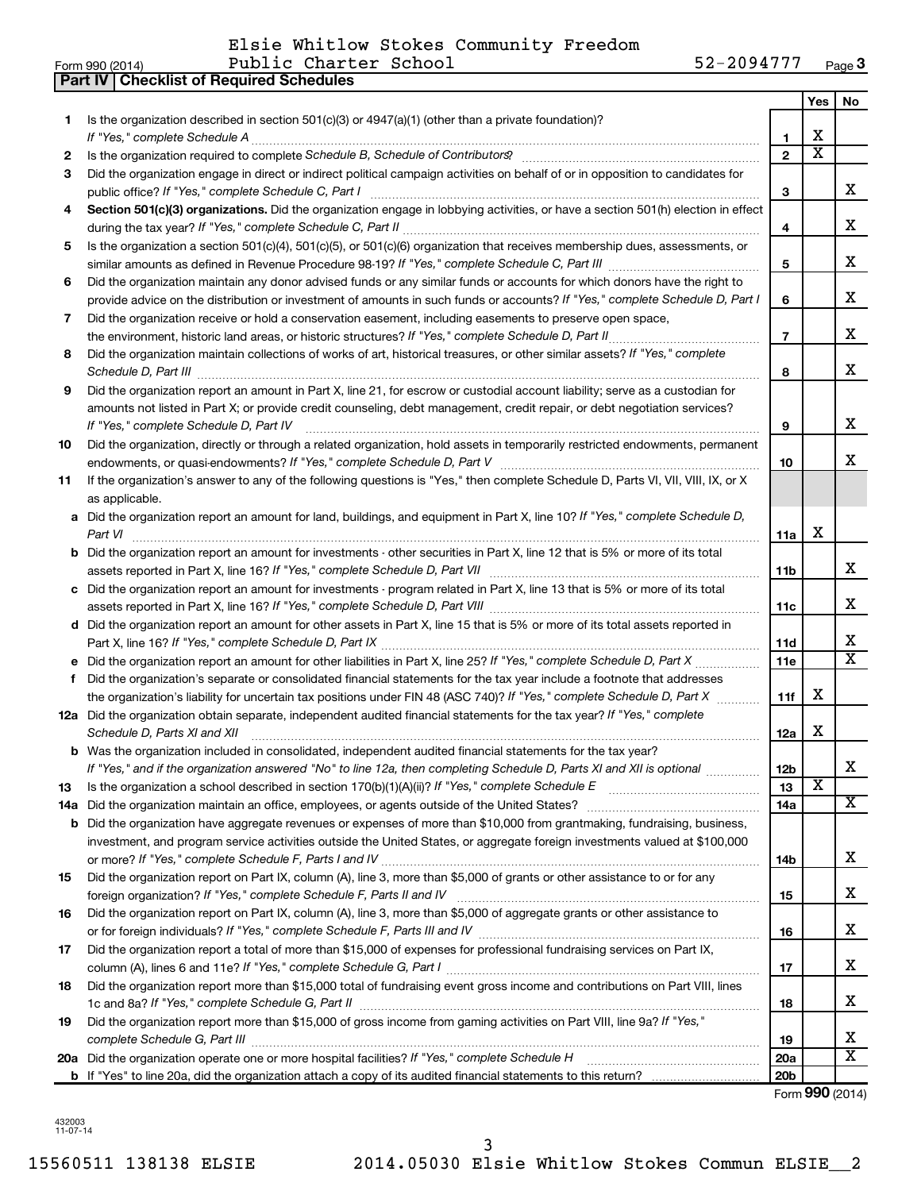Form 990 (2014) Elsie Whitlow Stokes Community Freedom Public Charter School 52-2094777 Page 3

**Part IV Checklist of Required Schedules**

| | | | Yes | No |
|---|---|---|---|---|
| 1 | Is the organization described in section 501(c)(3) or 4947(a)(1) (other than a private foundation)? *If "Yes," complete Schedule A* | 1 | X | |
| 2 | Is the organization required to complete *Schedule B, Schedule of Contributors*? | 2 | X | |
| 3 | Did the organization engage in direct or indirect political campaign activities on behalf of or in opposition to candidates for public office? *If "Yes," complete Schedule C, Part I* | 3 | | X |
| 4 | **Section 501(c)(3) organizations.** Did the organization engage in lobbying activities, or have a section 501(h) election in effect during the tax year? *If "Yes," complete Schedule C, Part II* | 4 | | X |
| 5 | Is the organization a section 501(c)(4), 501(c)(5), or 501(c)(6) organization that receives membership dues, assessments, or similar amounts as defined in Revenue Procedure 98-19? *If "Yes," complete Schedule C, Part III* | 5 | | X |
| 6 | Did the organization maintain any donor advised funds or any similar funds or accounts for which donors have the right to provide advice on the distribution or investment of amounts in such funds or accounts? *If "Yes," complete Schedule D, Part I* | 6 | | X |
| 7 | Did the organization receive or hold a conservation easement, including easements to preserve open space, the environment, historic land areas, or historic structures? *If "Yes," complete Schedule D, Part II* | 7 | | X |
| 8 | Did the organization maintain collections of works of art, historical treasures, or other similar assets? *If "Yes," complete Schedule D, Part III* | 8 | | X |
| 9 | Did the organization report an amount in Part X, line 21, for escrow or custodial account liability; serve as a custodian for amounts not listed in Part X; or provide credit counseling, debt management, credit repair, or debt negotiation services? *If "Yes," complete Schedule D, Part IV* | 9 | | X |
| 10 | Did the organization, directly or through a related organization, hold assets in temporarily restricted endowments, permanent endowments, or quasi-endowments? *If "Yes," complete Schedule D, Part V* | 10 | | X |
| 11 | If the organization's answer to any of the following questions is "Yes," then complete Schedule D, Parts VI, VII, VIII, IX, or X as applicable. | | | |
| a | Did the organization report an amount for land, buildings, and equipment in Part X, line 10? *If "Yes," complete Schedule D, Part VI* | 11a | X | |
| b | Did the organization report an amount for investments - other securities in Part X, line 12 that is 5% or more of its total assets reported in Part X, line 16? *If "Yes," complete Schedule D, Part VII* | 11b | | X |
| c | Did the organization report an amount for investments - program related in Part X, line 13 that is 5% or more of its total assets reported in Part X, line 16? *If "Yes," complete Schedule D, Part VIII* | 11c | | X |
| d | Did the organization report an amount for other assets in Part X, line 15 that is 5% or more of its total assets reported in Part X, line 16? *If "Yes," complete Schedule D, Part IX* | 11d | | X |
| e | Did the organization report an amount for other liabilities in Part X, line 25? *If "Yes," complete Schedule D, Part X* | 11e | | X |
| f | Did the organization's separate or consolidated financial statements for the tax year include a footnote that addresses the organization's liability for uncertain tax positions under FIN 48 (ASC 740)? *If "Yes," complete Schedule D, Part X* | 11f | X | |
| 12a | Did the organization obtain separate, independent audited financial statements for the tax year? *If "Yes," complete Schedule D, Parts XI and XII* | 12a | X | |
| b | Was the organization included in consolidated, independent audited financial statements for the tax year? *If "Yes," and if the organization answered "No" to line 12a, then completing Schedule D, Parts XI and XII is optional* | 12b | | X |
| 13 | Is the organization a school described in section 170(b)(1)(A)(ii)? *If "Yes," complete Schedule E* | 13 | X | |
| 14a | Did the organization maintain an office, employees, or agents outside of the United States? | 14a | | X |
| b | Did the organization have aggregate revenues or expenses of more than $10,000 from grantmaking, fundraising, business, investment, and program service activities outside the United States, or aggregate foreign investments valued at $100,000 or more? *If "Yes," complete Schedule F, Parts I and IV* | 14b | | X |
| 15 | Did the organization report on Part IX, column (A), line 3, more than $5,000 of grants or other assistance to or for any foreign organization? *If "Yes," complete Schedule F, Parts II and IV* | 15 | | X |
| 16 | Did the organization report on Part IX, column (A), line 3, more than $5,000 of aggregate grants or other assistance to or for foreign individuals? *If "Yes," complete Schedule F, Parts III and IV* | 16 | | X |
| 17 | Did the organization report a total of more than $15,000 of expenses for professional fundraising services on Part IX, column (A), lines 6 and 11e? *If "Yes," complete Schedule G, Part I* | 17 | | X |
| 18 | Did the organization report more than $15,000 total of fundraising event gross income and contributions on Part VIII, lines 1c and 8a? *If "Yes," complete Schedule G, Part II* | 18 | | X |
| 19 | Did the organization report more than $15,000 of gross income from gaming activities on Part VIII, line 9a? *If "Yes," complete Schedule G, Part III* | 19 | | X |
| 20a | Did the organization operate one or more hospital facilities? *If "Yes," complete Schedule H* | 20a | | X |
| b | If "Yes" to line 20a, did the organization attach a copy of its audited financial statements to this return? | 20b | | |

Form **990** (2014)

432003 11-07-14

15560511 138138 ELSIE 2014.05030 Elsie Whitlow Stokes Commun ELSIE__2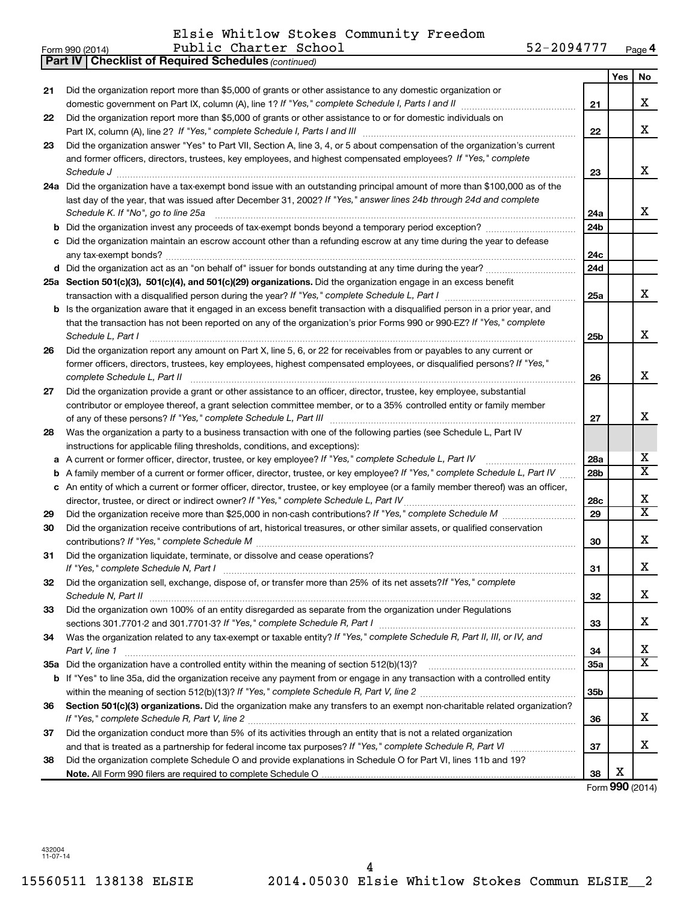Elsie Whitlow Stokes Community Freedom Public Charter School 52-2094777

Form 990 (2014)

**Part IV | Checklist of Required Schedules** *(continued)*

| | | | Yes | No |
|---|---|---|---|---|
| 21 | Did the organization report more than $5,000 of grants or other assistance to any domestic organization or domestic government on Part IX, column (A), line 1? *If "Yes," complete Schedule I, Parts I and II* | 21 | | X |
| 22 | Did the organization report more than $5,000 of grants or other assistance to or for domestic individuals on Part IX, column (A), line 2? *If "Yes," complete Schedule I, Parts I and III* | 22 | | X |
| 23 | Did the organization answer "Yes" to Part VII, Section A, line 3, 4, or 5 about compensation of the organization's current and former officers, directors, trustees, key employees, and highest compensated employees? *If "Yes," complete Schedule J* | 23 | | X |
| 24a | Did the organization have a tax-exempt bond issue with an outstanding principal amount of more than $100,000 as of the last day of the year, that was issued after December 31, 2002? *If "Yes," answer lines 24b through 24d and complete Schedule K. If "No", go to line 25a* | 24a | | X |
| b | Did the organization invest any proceeds of tax-exempt bonds beyond a temporary period exception? | 24b | | |
| c | Did the organization maintain an escrow account other than a refunding escrow at any time during the year to defease any tax-exempt bonds? | 24c | | |
| d | Did the organization act as an "on behalf of" issuer for bonds outstanding at any time during the year? | 24d | | |
| 25a | **Section 501(c)(3), 501(c)(4), and 501(c)(29) organizations.** Did the organization engage in an excess benefit transaction with a disqualified person during the year? *If "Yes," complete Schedule L, Part I* | 25a | | X |
| b | Is the organization aware that it engaged in an excess benefit transaction with a disqualified person in a prior year, and that the transaction has not been reported on any of the organization's prior Forms 990 or 990-EZ? *If "Yes," complete Schedule L, Part I* | 25b | | X |
| 26 | Did the organization report any amount on Part X, line 5, 6, or 22 for receivables from or payables to any current or former officers, directors, trustees, key employees, highest compensated employees, or disqualified persons? *If "Yes," complete Schedule L, Part II* | 26 | | X |
| 27 | Did the organization provide a grant or other assistance to an officer, director, trustee, key employee, substantial contributor or employee thereof, a grant selection committee member, or to a 35% controlled entity or family member of any of these persons? *If "Yes," complete Schedule L, Part III* | 27 | | X |
| 28 | Was the organization a party to a business transaction with one of the following parties (see Schedule L, Part IV instructions for applicable filing thresholds, conditions, and exceptions): | | | |
| a | A current or former officer, director, trustee, or key employee? *If "Yes," complete Schedule L, Part IV* | 28a | | X |
| b | A family member of a current or former officer, director, trustee, or key employee? *If "Yes," complete Schedule L, Part IV* | 28b | | X |
| c | An entity of which a current or former officer, director, trustee, or key employee (or a family member thereof) was an officer, director, trustee, or direct or indirect owner? *If "Yes," complete Schedule L, Part IV* | 28c | | X |
| 29 | Did the organization receive more than $25,000 in non-cash contributions? *If "Yes," complete Schedule M* | 29 | | X |
| 30 | Did the organization receive contributions of art, historical treasures, or other similar assets, or qualified conservation contributions? *If "Yes," complete Schedule M* | 30 | | X |
| 31 | Did the organization liquidate, terminate, or dissolve and cease operations? *If "Yes," complete Schedule N, Part I* | 31 | | X |
| 32 | Did the organization sell, exchange, dispose of, or transfer more than 25% of its net assets? *If "Yes," complete Schedule N, Part II* | 32 | | X |
| 33 | Did the organization own 100% of an entity disregarded as separate from the organization under Regulations sections 301.7701-2 and 301.7701-3? *If "Yes," complete Schedule R, Part I* | 33 | | X |
| 34 | Was the organization related to any tax-exempt or taxable entity? *If "Yes," complete Schedule R, Part II, III, or IV, and Part V, line 1* | 34 | | X |
| 35a | Did the organization have a controlled entity within the meaning of section 512(b)(13)? | 35a | | X |
| b | If "Yes" to line 35a, did the organization receive any payment from or engage in any transaction with a controlled entity within the meaning of section 512(b)(13)? *If "Yes," complete Schedule R, Part V, line 2* | 35b | | |
| 36 | **Section 501(c)(3) organizations.** Did the organization make any transfers to an exempt non-charitable related organization? *If "Yes," complete Schedule R, Part V, line 2* | 36 | | X |
| 37 | Did the organization conduct more than 5% of its activities through an entity that is not a related organization and that is treated as a partnership for federal income tax purposes? *If "Yes," complete Schedule R, Part VI* | 37 | | X |
| 38 | Did the organization complete Schedule O and provide explanations in Schedule O for Part VI, lines 11b and 19? **Note.** All Form 990 filers are required to complete Schedule O | 38 | X | |

Form **990** (2014)

432004 11-07-14

15560511 138138 ELSIE 2014.05030 Elsie Whitlow Stokes Commun ELSIE__2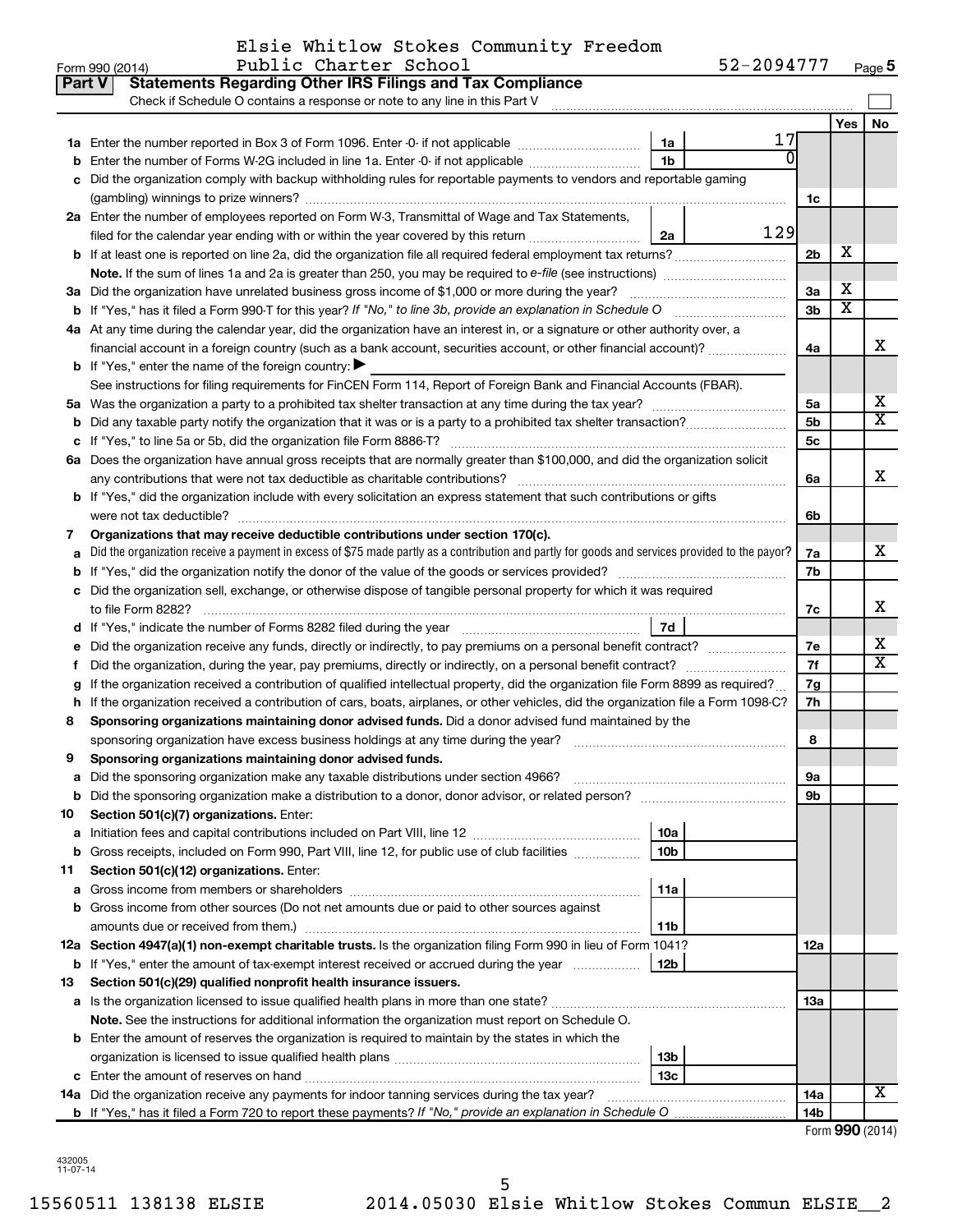Elsie Whitlow Stokes Community Freedom Public Charter School 52-2094777

Form 990 (2014)

## Part V Statements Regarding Other IRS Filings and Tax Compliance

Check if Schedule O contains a response or note to any line in this Part V

| | | | | | Yes | No |
|---|---|---|---|---|---|---|
| 1a | Enter the number reported in Box 3 of Form 1096. Enter -0- if not applicable | 1a | 17 | | | |
| b | Enter the number of Forms W-2G included in line 1a. Enter -0- if not applicable | 1b | 0 | | | |
| c | Did the organization comply with backup withholding rules for reportable payments to vendors and reportable gaming (gambling) winnings to prize winners? | | | 1c | | |
| 2a | Enter the number of employees reported on Form W-3, Transmittal of Wage and Tax Statements, filed for the calendar year ending with or within the year covered by this return | 2a | 129 | | | |
| b | If at least one is reported on line 2a, did the organization file all required federal employment tax returns? | | | 2b | X | |
| | **Note.** If the sum of lines 1a and 2a is greater than 250, you may be required to *e-file* (see instructions) | | | | | |
| 3a | Did the organization have unrelated business gross income of $1,000 or more during the year? | | | 3a | X | |
| b | If "Yes," has it filed a Form 990-T for this year? *If "No," to line 3b, provide an explanation in Schedule O* | | | 3b | X | |
| 4a | At any time during the calendar year, did the organization have an interest in, or a signature or other authority over, a financial account in a foreign country (such as a bank account, securities account, or other financial account)? | | | 4a | | X |
| b | If "Yes," enter the name of the foreign country: ▶ | | | | | |
| | See instructions for filing requirements for FinCEN Form 114, Report of Foreign Bank and Financial Accounts (FBAR). | | | | | |
| 5a | Was the organization a party to a prohibited tax shelter transaction at any time during the tax year? | | | 5a | | X |
| b | Did any taxable party notify the organization that it was or is a party to a prohibited tax shelter transaction? | | | 5b | | X |
| c | If "Yes," to line 5a or 5b, did the organization file Form 8886-T? | | | 5c | | |
| 6a | Does the organization have annual gross receipts that are normally greater than $100,000, and did the organization solicit any contributions that were not tax deductible as charitable contributions? | | | 6a | | X |
| b | If "Yes," did the organization include with every solicitation an express statement that such contributions or gifts were not tax deductible? | | | 6b | | |
| 7 | **Organizations that may receive deductible contributions under section 170(c).** | | | | | |
| a | Did the organization receive a payment in excess of $75 made partly as a contribution and partly for goods and services provided to the payor? | | | 7a | | X |
| b | If "Yes," did the organization notify the donor of the value of the goods or services provided? | | | 7b | | |
| c | Did the organization sell, exchange, or otherwise dispose of tangible personal property for which it was required to file Form 8282? | | | 7c | | X |
| d | If "Yes," indicate the number of Forms 8282 filed during the year | 7d | | | | |
| e | Did the organization receive any funds, directly or indirectly, to pay premiums on a personal benefit contract? | | | 7e | | X |
| f | Did the organization, during the year, pay premiums, directly or indirectly, on a personal benefit contract? | | | 7f | | X |
| g | If the organization received a contribution of qualified intellectual property, did the organization file Form 8899 as required? | | | 7g | | |
| h | If the organization received a contribution of cars, boats, airplanes, or other vehicles, did the organization file a Form 1098-C? | | | 7h | | |
| 8 | **Sponsoring organizations maintaining donor advised funds.** Did a donor advised fund maintained by the sponsoring organization have excess business holdings at any time during the year? | | | 8 | | |
| 9 | **Sponsoring organizations maintaining donor advised funds.** | | | | | |
| a | Did the sponsoring organization make any taxable distributions under section 4966? | | | 9a | | |
| b | Did the sponsoring organization make a distribution to a donor, donor advisor, or related person? | | | 9b | | |
| 10 | **Section 501(c)(7) organizations.** Enter: | | | | | |
| a | Initiation fees and capital contributions included on Part VIII, line 12 | 10a | | | | |
| b | Gross receipts, included on Form 990, Part VIII, line 12, for public use of club facilities | 10b | | | | |
| 11 | **Section 501(c)(12) organizations.** Enter: | | | | | |
| a | Gross income from members or shareholders | 11a | | | | |
| b | Gross income from other sources (Do not net amounts due or paid to other sources against amounts due or received from them.) | 11b | | | | |
| 12a | **Section 4947(a)(1) non-exempt charitable trusts.** Is the organization filing Form 990 in lieu of Form 1041? | | | 12a | | |
| b | If "Yes," enter the amount of tax-exempt interest received or accrued during the year | 12b | | | | |
| 13 | **Section 501(c)(29) qualified nonprofit health insurance issuers.** | | | | | |
| a | Is the organization licensed to issue qualified health plans in more than one state? | | | 13a | | |
| | **Note.** See the instructions for additional information the organization must report on Schedule O. | | | | | |
| b | Enter the amount of reserves the organization is required to maintain by the states in which the organization is licensed to issue qualified health plans | 13b | | | | |
| c | Enter the amount of reserves on hand | 13c | | | | |
| 14a | Did the organization receive any payments for indoor tanning services during the tax year? | | | 14a | | X |
| b | If "Yes," has it filed a Form 720 to report these payments? *If "No," provide an explanation in Schedule O* | | | 14b | | |

Form **990** (2014)

432005 11-07-14

15560511 138138 ELSIE 2014.05030 Elsie Whitlow Stokes Commun ELSIE__2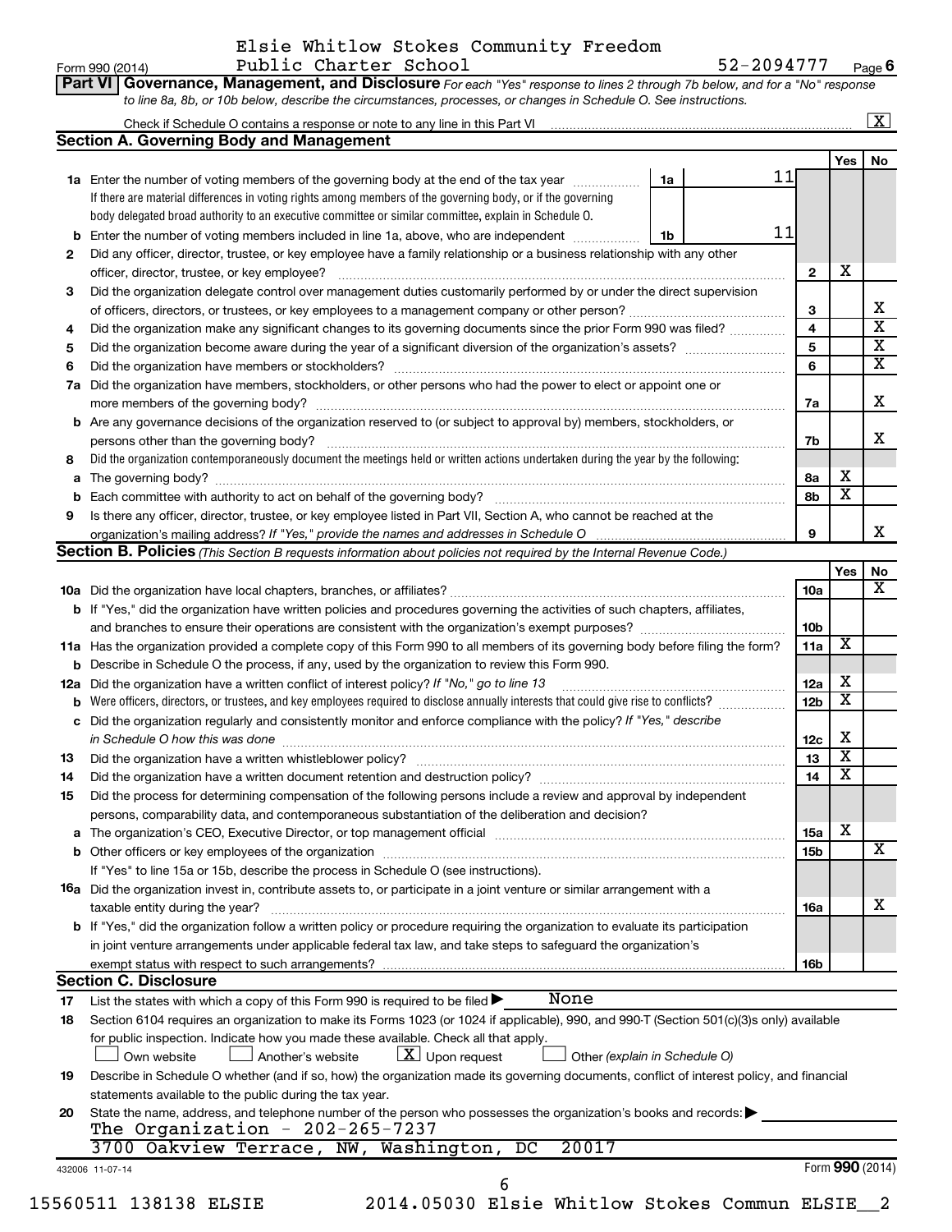Elsie Whitlow Stokes Community Freedom Public Charter School

Form 990 (2014) 52-2094777 Page 6

**Part VI Governance, Management, and Disclosure** *For each "Yes" response to lines 2 through 7b below, and for a "No" response to line 8a, 8b, or 10b below, describe the circumstances, processes, or changes in Schedule O. See instructions.*

Check if Schedule O contains a response or note to any line in this Part VI [X]

### Section A. Governing Body and Management

| | | | Yes | No |
|---|---|---|---|---|
| **1a** | Enter the number of voting members of the governing body at the end of the tax year — **1a** 11. If there are material differences in voting rights among members of the governing body, or if the governing body delegated broad authority to an executive committee or similar committee, explain in Schedule O. | | | |
| **b** | Enter the number of voting members included in line 1a, above, who are independent — **1b** 11 | | | |
| **2** | Did any officer, director, trustee, or key employee have a family relationship or a business relationship with any other officer, director, trustee, or key employee? | 2 | X | |
| **3** | Did the organization delegate control over management duties customarily performed by or under the direct supervision of officers, directors, or trustees, or key employees to a management company or other person? | 3 | | X |
| **4** | Did the organization make any significant changes to its governing documents since the prior Form 990 was filed? | 4 | | X |
| **5** | Did the organization become aware during the year of a significant diversion of the organization's assets? | 5 | | X |
| **6** | Did the organization have members or stockholders? | 6 | | X |
| **7a** | Did the organization have members, stockholders, or other persons who had the power to elect or appoint one or more members of the governing body? | 7a | | X |
| **b** | Are any governance decisions of the organization reserved to (or subject to approval by) members, stockholders, or persons other than the governing body? | 7b | | X |
| **8** | Did the organization contemporaneously document the meetings held or written actions undertaken during the year by the following: | | | |
| **a** | The governing body? | 8a | X | |
| **b** | Each committee with authority to act on behalf of the governing body? | 8b | X | |
| **9** | Is there any officer, director, trustee, or key employee listed in Part VII, Section A, who cannot be reached at the organization's mailing address? *If "Yes," provide the names and addresses in Schedule O* | 9 | | X |

### Section B. Policies *(This Section B requests information about policies not required by the Internal Revenue Code.)*

| | | | Yes | No |
|---|---|---|---|---|
| **10a** | Did the organization have local chapters, branches, or affiliates? | 10a | | X |
| **b** | If "Yes," did the organization have written policies and procedures governing the activities of such chapters, affiliates, and branches to ensure their operations are consistent with the organization's exempt purposes? | 10b | | |
| **11a** | Has the organization provided a complete copy of this Form 990 to all members of its governing body before filing the form? | 11a | X | |
| **b** | Describe in Schedule O the process, if any, used by the organization to review this Form 990. | | | |
| **12a** | Did the organization have a written conflict of interest policy? *If "No," go to line 13* | 12a | X | |
| **b** | Were officers, directors, or trustees, and key employees required to disclose annually interests that could give rise to conflicts? | 12b | X | |
| **c** | Did the organization regularly and consistently monitor and enforce compliance with the policy? *If "Yes," describe in Schedule O how this was done* | 12c | X | |
| **13** | Did the organization have a written whistleblower policy? | 13 | X | |
| **14** | Did the organization have a written document retention and destruction policy? | 14 | X | |
| **15** | Did the process for determining compensation of the following persons include a review and approval by independent persons, comparability data, and contemporaneous substantiation of the deliberation and decision? | | | |
| **a** | The organization's CEO, Executive Director, or top management official | 15a | X | |
| **b** | Other officers or key employees of the organization | 15b | | X |
| | If "Yes" to line 15a or 15b, describe the process in Schedule O (see instructions). | | | |
| **16a** | Did the organization invest in, contribute assets to, or participate in a joint venture or similar arrangement with a taxable entity during the year? | 16a | | X |
| **b** | If "Yes," did the organization follow a written policy or procedure requiring the organization to evaluate its participation in joint venture arrangements under applicable federal tax law, and take steps to safeguard the organization's exempt status with respect to such arrangements? | 16b | | |

### Section C. Disclosure

**17** List the states with which a copy of this Form 990 is required to be filed ▶ None

**18** Section 6104 requires an organization to make its Forms 1023 (or 1024 if applicable), 990, and 990-T (Section 501(c)(3)s only) available for public inspection. Indicate how you made these available. Check all that apply.

[ ] Own website [ ] Another's website [X] Upon request [ ] Other *(explain in Schedule O)*

**19** Describe in Schedule O whether (and if so, how) the organization made its governing documents, conflict of interest policy, and financial statements available to the public during the tax year.

**20** State the name, address, and telephone number of the person who possesses the organization's books and records: ▶

The Organization - 202-265-7237
3700 Oakview Terrace, NW, Washington, DC 20017

432006 11-07-14 Form **990** (2014)

15560511 138138 ELSIE 2014.05030 Elsie Whitlow Stokes Commun ELSIE__2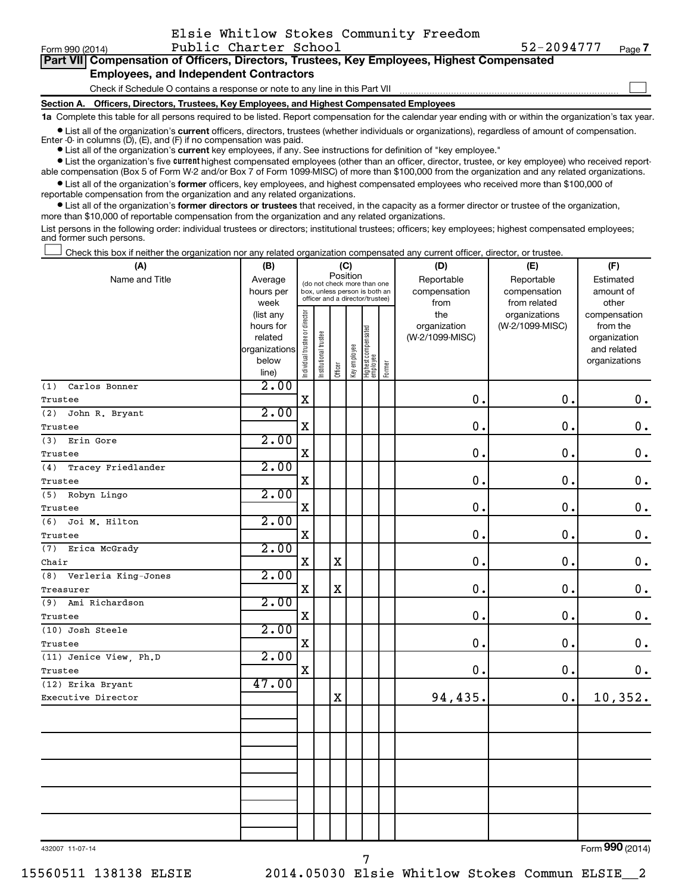Elsie Whitlow Stokes Community Freedom Public Charter School 52-2094777

Form 990 (2014) Page 7

## Part VII Compensation of Officers, Directors, Trustees, Key Employees, Highest Compensated Employees, and Independent Contractors

Check if Schedule O contains a response or note to any line in this Part VII ☐

### Section A. Officers, Directors, Trustees, Key Employees, and Highest Compensated Employees

**1a** Complete this table for all persons required to be listed. Report compensation for the calendar year ending with or within the organization's tax year.

- List all of the organization's **current** officers, directors, trustees (whether individuals or organizations), regardless of amount of compensation. Enter -0- in columns (D), (E), and (F) if no compensation was paid.
- List all of the organization's **current** key employees, if any. See instructions for definition of "key employee."
- List the organization's five **current** highest compensated employees (other than an officer, director, trustee, or key employee) who received reportable compensation (Box 5 of Form W-2 and/or Box 7 of Form 1099-MISC) of more than $100,000 from the organization and any related organizations.
- List all of the organization's **former** officers, key employees, and highest compensated employees who received more than $100,000 of reportable compensation from the organization and any related organizations.
- List all of the organization's **former directors or trustees** that received, in the capacity as a former director or trustee of the organization, more than $10,000 of reportable compensation from the organization and any related organizations.

List persons in the following order: individual trustees or directors; institutional trustees; officers; key employees; highest compensated employees; and former such persons.

☐ Check this box if neither the organization nor any related organization compensated any current officer, director, or trustee.

| (A) Name and Title | (B) Average hours per week (list any hours for related organizations below line) | (C) Position: Individual trustee or director | Institutional trustee | Officer | Key employee | Highest compensated employee | Former | (D) Reportable compensation from the organization (W-2/1099-MISC) | (E) Reportable compensation from related organizations (W-2/1099-MISC) | (F) Estimated amount of other compensation from the organization and related organizations |
|---|---|---|---|---|---|---|---|---|---|---|
| (1) Carlos Bonner<br>Trustee | 2.00 | X | | | | | | 0. | 0. | 0. |
| (2) John R. Bryant<br>Trustee | 2.00 | X | | | | | | 0. | 0. | 0. |
| (3) Erin Gore<br>Trustee | 2.00 | X | | | | | | 0. | 0. | 0. |
| (4) Tracey Friedlander<br>Trustee | 2.00 | X | | | | | | 0. | 0. | 0. |
| (5) Robyn Lingo<br>Trustee | 2.00 | X | | | | | | 0. | 0. | 0. |
| (6) Joi M. Hilton<br>Trustee | 2.00 | X | | | | | | 0. | 0. | 0. |
| (7) Erica McGrady<br>Chair | 2.00 | X | | X | | | | 0. | 0. | 0. |
| (8) Verleria King-Jones<br>Treasurer | 2.00 | X | | X | | | | 0. | 0. | 0. |
| (9) Ami Richardson<br>Trustee | 2.00 | X | | | | | | 0. | 0. | 0. |
| (10) Josh Steele<br>Trustee | 2.00 | X | | | | | | 0. | 0. | 0. |
| (11) Jenice View, Ph.D<br>Trustee | 2.00 | X | | | | | | 0. | 0. | 0. |
| (12) Erika Bryant<br>Executive Director | 47.00 | | | X | | | | 94,435. | 0. | 10,352. |
| | | | | | | | | | | |
| | | | | | | | | | | |
| | | | | | | | | | | |
| | | | | | | | | | | |
| | | | | | | | | | | |

432007 11-07-14

Form **990** (2014)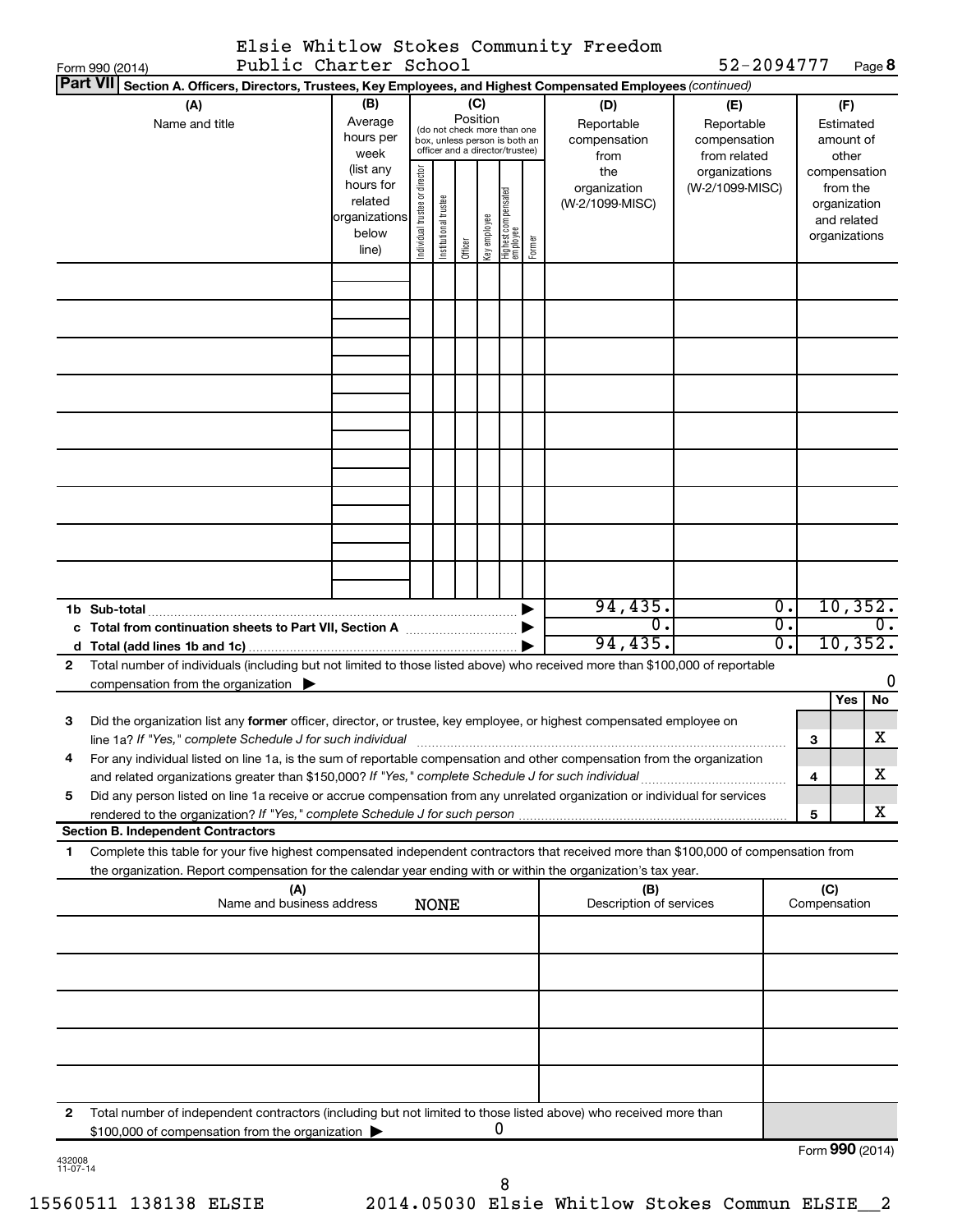Form 990 (2014) Elsie Whitlow Stokes Community Freedom Public Charter School 52-2094777 Page **8**

**Part VII** **Section A. Officers, Directors, Trustees, Key Employees, and Highest Compensated Employees** *(continued)*

| (A) Name and title | (B) Average hours per week (list any hours for related organizations below line) | (C) Position (do not check more than one box, unless person is both an officer and a director/trustee): Individual trustee or director | Institutional trustee | Officer | Key employee | Highest compensated employee | Former | (D) Reportable compensation from the organization (W-2/1099-MISC) | (E) Reportable compensation from related organizations (W-2/1099-MISC) | (F) Estimated amount of other compensation from the organization and related organizations |
|---|---|---|---|---|---|---|---|---|---|---|
| | | | | | | | | | | |
| | | | | | | | | | | |
| | | | | | | | | | | |
| | | | | | | | | | | |
| | | | | | | | | | | |
| | | | | | | | | | | |
| | | | | | | | | | | |
| | | | | | | | | | | |
| | | | | | | | | | | |
| **1b Sub-total** ▶ | | | | | | | | 94,435. | 0. | 10,352. |
| **c Total from continuation sheets to Part VII, Section A** ▶ | | | | | | | | 0. | 0. | 0. |
| **d Total (add lines 1b and 1c)** ▶ | | | | | | | | 94,435. | 0. | 10,352. |

**2** Total number of individuals (including but not limited to those listed above) who received more than $100,000 of reportable compensation from the organization ▶ 0

| | | | Yes | No |
|---|---|---|---|---|
| **3** | Did the organization list any **former** officer, director, or trustee, key employee, or highest compensated employee on line 1a? *If "Yes," complete Schedule J for such individual* | 3 | | X |
| **4** | For any individual listed on line 1a, is the sum of reportable compensation and other compensation from the organization and related organizations greater than $150,000? *If "Yes," complete Schedule J for such individual* | 4 | | X |
| **5** | Did any person listed on line 1a receive or accrue compensation from any unrelated organization or individual for services rendered to the organization? *If "Yes," complete Schedule J for such person* | 5 | | X |

**Section B. Independent Contractors**

**1** Complete this table for your five highest compensated independent contractors that received more than $100,000 of compensation from the organization. Report compensation for the calendar year ending with or within the organization's tax year.

| (A) Name and business address | (B) Description of services | (C) Compensation |
|---|---|---|
| NONE | | |
| | | |
| | | |
| | | |
| | | |

**2** Total number of independent contractors (including but not limited to those listed above) who received more than $100,000 of compensation from the organization ▶ 0

Form **990** (2014)

432008 11-07-14

15560511 138138 ELSIE 2014.05030 Elsie Whitlow Stokes Commun ELSIE__2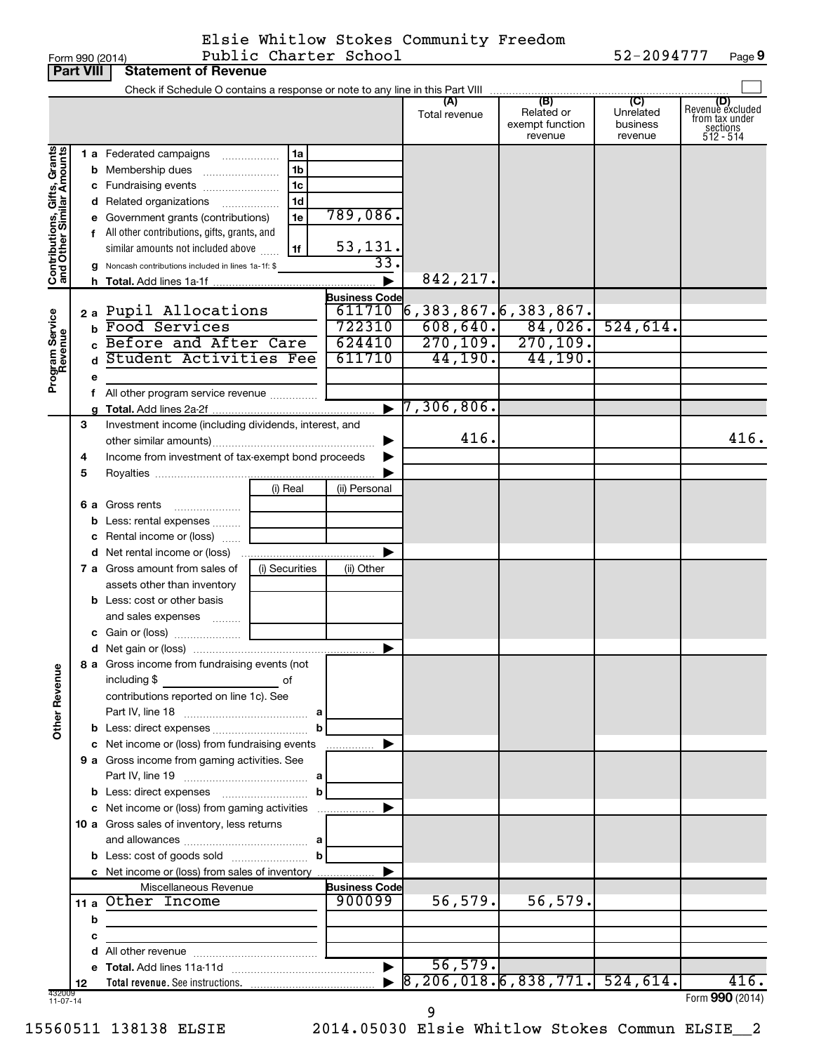Form 990 (2014) Elsie Whitlow Stokes Community Freedom Public Charter School 52-2094777 Page 9

**Part VIII Statement of Revenue**

Check if Schedule O contains a response or note to any line in this Part VIII

| | | | | (A) Total revenue | (B) Related or exempt function revenue | (C) Unrelated business revenue | (D) Revenue excluded from tax under sections 512 - 514 |
|---|---|---|---|---|---|---|---|
| **Contributions, Gifts, Grants and Other Similar Amounts** | 1a Federated campaigns | 1a | | | | | |
| | b Membership dues | 1b | | | | | |
| | c Fundraising events | 1c | | | | | |
| | d Related organizations | 1d | | | | | |
| | e Government grants (contributions) | 1e | 789,086. | | | | |
| | f All other contributions, gifts, grants, and similar amounts not included above | 1f | 53,131. | | | | |
| | g Noncash contributions included in lines 1a-1f: $ | | 33. | | | | |
| | h Total. Add lines 1a-1f | | ▶ | 842,217. | | | |
| **Program Service Revenue** | | | Business Code | | | | |
| | 2 a Pupil Allocations | | 611710 | 6,383,867. | 6,383,867. | | |
| | b Food Services | | 722310 | 608,640. | 84,026. | 524,614. | |
| | c Before and After Care | | 624410 | 270,109. | 270,109. | | |
| | d Student Activities Fee | | 611710 | 44,190. | 44,190. | | |
| | e | | | | | | |
| | f All other program service revenue | | | | | | |
| | g Total. Add lines 2a-2f | | ▶ | 7,306,806. | | | |
| | 3 Investment income (including dividends, interest, and other similar amounts) | | ▶ | 416. | | | 416. |
| | 4 Income from investment of tax-exempt bond proceeds | | ▶ | | | | |
| | 5 Royalties | | ▶ | | | | |
| | | (i) Real | (ii) Personal | | | | |
| | 6 a Gross rents | | | | | | |
| | b Less: rental expenses | | | | | | |
| | c Rental income or (loss) | | | | | | |
| | d Net rental income or (loss) | | ▶ | | | | |
| | 7 a Gross amount from sales of assets other than inventory | (i) Securities | (ii) Other | | | | |
| | b Less: cost or other basis and sales expenses | | | | | | |
| | c Gain or (loss) | | | | | | |
| | d Net gain or (loss) | | ▶ | | | | |
| **Other Revenue** | 8 a Gross income from fundraising events (not including $ of contributions reported on line 1c). See Part IV, line 18 | a | | | | | |
| | b Less: direct expenses | b | | | | | |
| | c Net income or (loss) from fundraising events | | ▶ | | | | |
| | 9 a Gross income from gaming activities. See Part IV, line 19 | a | | | | | |
| | b Less: direct expenses | b | | | | | |
| | c Net income or (loss) from gaming activities | | ▶ | | | | |
| | 10 a Gross sales of inventory, less returns and allowances | a | | | | | |
| | b Less: cost of goods sold | b | | | | | |
| | c Net income or (loss) from sales of inventory | | ▶ | | | | |
| | Miscellaneous Revenue | | Business Code | | | | |
| | 11 a Other Income | | 900099 | 56,579. | 56,579. | | |
| | b | | | | | | |
| | c | | | | | | |
| | d All other revenue | | | | | | |
| | e Total. Add lines 11a-11d | | ▶ | 56,579. | | | |
| | 12 Total revenue. See instructions. | | ▶ | 8,206,018. | 6,838,771. | 524,614. | 416. |

432009 11-07-14

Form 990 (2014)

15560511 138138 ELSIE 2014.05030 Elsie Whitlow Stokes Commun ELSIE__2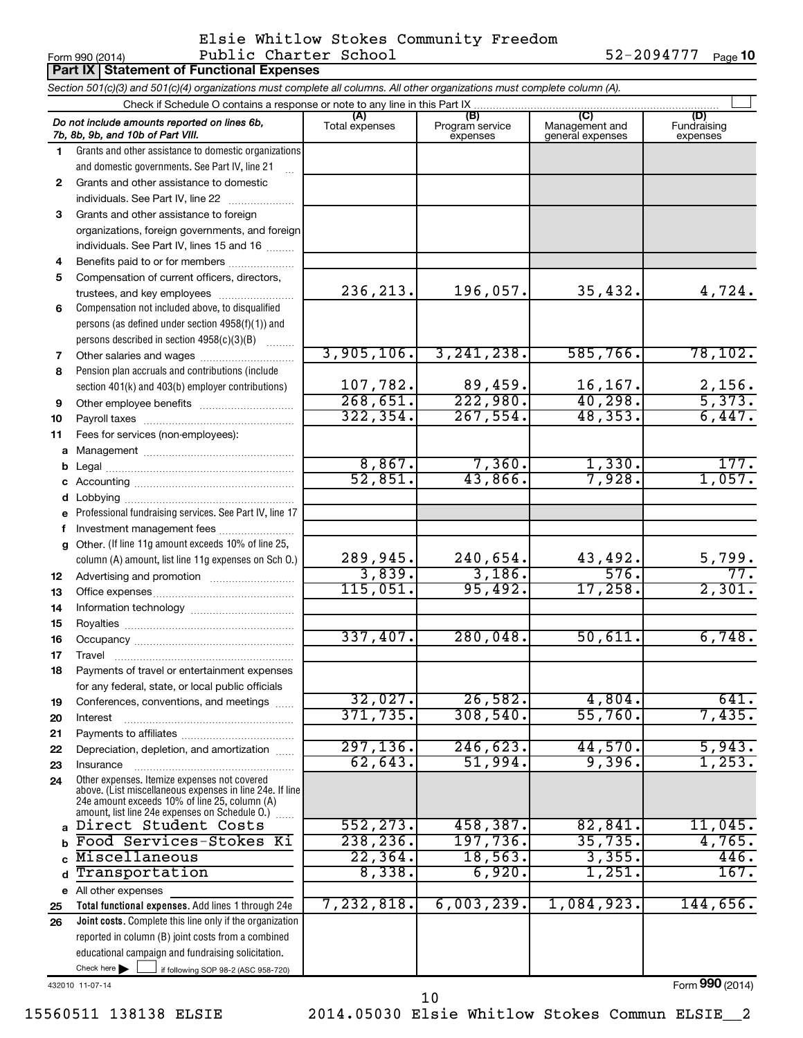Form 990 (2014) Elsie Whitlow Stokes Community Freedom Public Charter School 52-2094777

## Part IX Statement of Functional Expenses

*Section 501(c)(3) and 501(c)(4) organizations must complete all columns. All other organizations must complete column (A).*

Check if Schedule O contains a response or note to any line in this Part IX ☐

| *Do not include amounts reported on lines 6b, 7b, 8b, 9b, and 10b of Part VIII.* | (A) Total expenses | (B) Program service expenses | (C) Management and general expenses | (D) Fundraising expenses |
|---|---|---|---|---|
| 1 Grants and other assistance to domestic organizations and domestic governments. See Part IV, line 21 | | | | |
| 2 Grants and other assistance to domestic individuals. See Part IV, line 22 | | | | |
| 3 Grants and other assistance to foreign organizations, foreign governments, and foreign individuals. See Part IV, lines 15 and 16 | | | | |
| 4 Benefits paid to or for members | | | | |
| 5 Compensation of current officers, directors, trustees, and key employees | 236,213. | 196,057. | 35,432. | 4,724. |
| 6 Compensation not included above, to disqualified persons (as defined under section 4958(f)(1)) and persons described in section 4958(c)(3)(B) | | | | |
| 7 Other salaries and wages | 3,905,106. | 3,241,238. | 585,766. | 78,102. |
| 8 Pension plan accruals and contributions (include section 401(k) and 403(b) employer contributions) | 107,782. | 89,459. | 16,167. | 2,156. |
| 9 Other employee benefits | 268,651. | 222,980. | 40,298. | 5,373. |
| 10 Payroll taxes | 322,354. | 267,554. | 48,353. | 6,447. |
| 11 Fees for services (non-employees): | | | | |
| a Management | | | | |
| b Legal | 8,867. | 7,360. | 1,330. | 177. |
| c Accounting | 52,851. | 43,866. | 7,928. | 1,057. |
| d Lobbying | | | | |
| e Professional fundraising services. See Part IV, line 17 | | | | |
| f Investment management fees | | | | |
| g Other. (If line 11g amount exceeds 10% of line 25, column (A) amount, list line 11g expenses on Sch O.) | 289,945. | 240,654. | 43,492. | 5,799. |
| 12 Advertising and promotion | 3,839. | 3,186. | 576. | 77. |
| 13 Office expenses | 115,051. | 95,492. | 17,258. | 2,301. |
| 14 Information technology | | | | |
| 15 Royalties | | | | |
| 16 Occupancy | 337,407. | 280,048. | 50,611. | 6,748. |
| 17 Travel | | | | |
| 18 Payments of travel or entertainment expenses for any federal, state, or local public officials | | | | |
| 19 Conferences, conventions, and meetings | 32,027. | 26,582. | 4,804. | 641. |
| 20 Interest | 371,735. | 308,540. | 55,760. | 7,435. |
| 21 Payments to affiliates | | | | |
| 22 Depreciation, depletion, and amortization | 297,136. | 246,623. | 44,570. | 5,943. |
| 23 Insurance | 62,643. | 51,994. | 9,396. | 1,253. |
| 24 Other expenses. Itemize expenses not covered above. (List miscellaneous expenses in line 24e. If line 24e amount exceeds 10% of line 25, column (A) amount, list line 24e expenses on Schedule O.) | | | | |
| a Direct Student Costs | 552,273. | 458,387. | 82,841. | 11,045. |
| b Food Services-Stokes Ki | 238,236. | 197,736. | 35,735. | 4,765. |
| c Miscellaneous | 22,364. | 18,563. | 3,355. | 446. |
| d Transportation | 8,338. | 6,920. | 1,251. | 167. |
| e All other expenses | | | | |
| 25 **Total functional expenses.** Add lines 1 through 24e | 7,232,818. | 6,003,239. | 1,084,923. | 144,656. |
| 26 **Joint costs.** Complete this line only if the organization reported in column (B) joint costs from a combined educational campaign and fundraising solicitation. Check here ☐ if following SOP 98-2 (ASC 958-720) | | | | |

432010 11-07-14

Form **990** (2014)

15560511 138138 ELSIE 2014.05030 Elsie Whitlow Stokes Commun ELSIE__2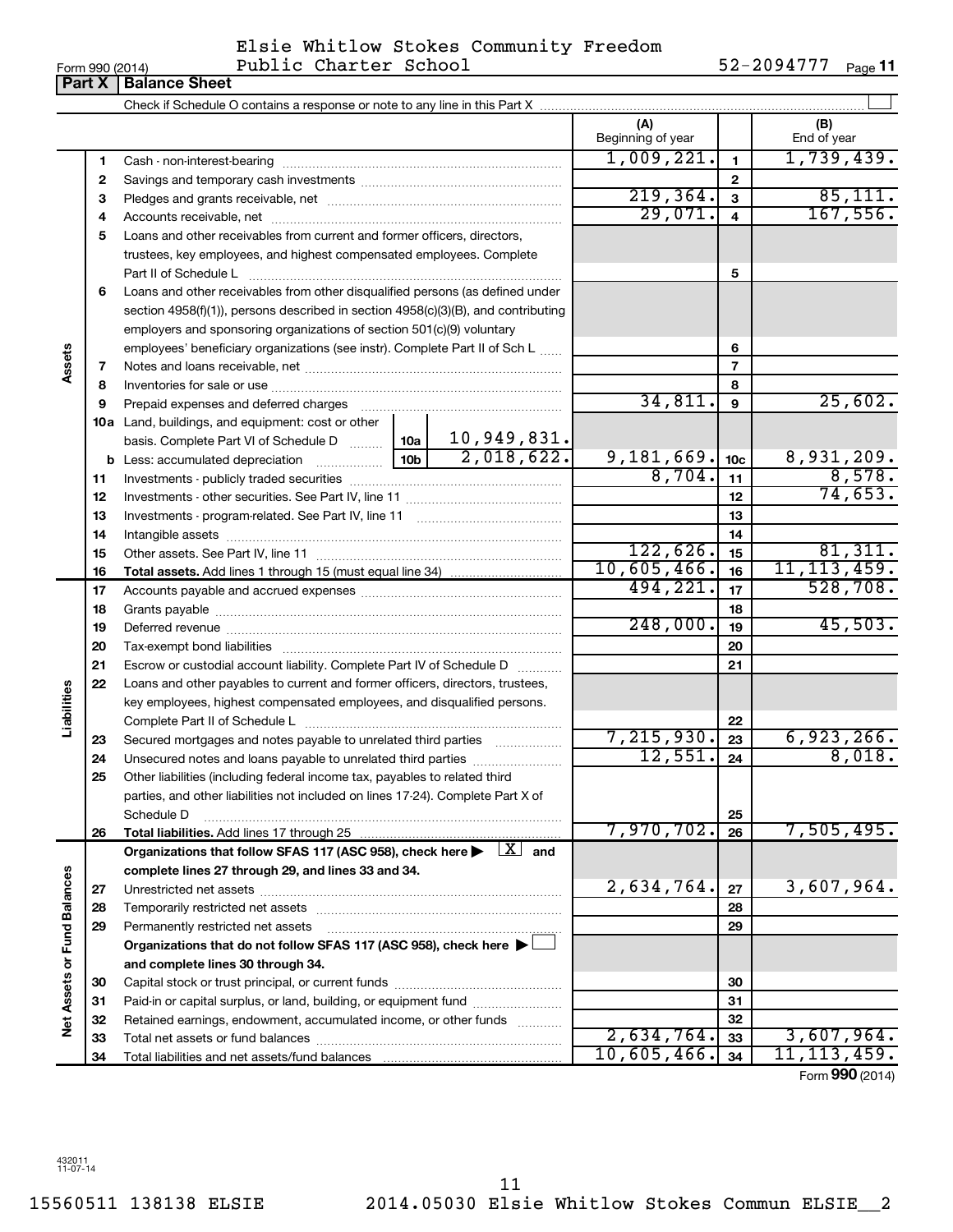Elsie Whitlow Stokes Community Freedom Public Charter School

Form 990 (2014) 52-2094777

## Part X Balance Sheet

Check if Schedule O contains a response or note to any line in this Part X ☐

| | | | | (A) Beginning of year | | (B) End of year |
|---|---|---|---|---|---|---|
| **Assets** | 1 | Cash - non-interest-bearing | | 1,009,221. | 1 | 1,739,439. |
| | 2 | Savings and temporary cash investments | | | 2 | |
| | 3 | Pledges and grants receivable, net | | 219,364. | 3 | 85,111. |
| | 4 | Accounts receivable, net | | 29,071. | 4 | 167,556. |
| | 5 | Loans and other receivables from current and former officers, directors, trustees, key employees, and highest compensated employees. Complete Part II of Schedule L | | | 5 | |
| | 6 | Loans and other receivables from other disqualified persons (as defined under section 4958(f)(1)), persons described in section 4958(c)(3)(B), and contributing employers and sponsoring organizations of section 501(c)(9) voluntary employees' beneficiary organizations (see instr). Complete Part II of Sch L | | | 6 | |
| | 7 | Notes and loans receivable, net | | | 7 | |
| | 8 | Inventories for sale or use | | | 8 | |
| | 9 | Prepaid expenses and deferred charges | | 34,811. | 9 | 25,602. |
| | 10a | Land, buildings, and equipment: cost or other basis. Complete Part VI of Schedule D | 10a 10,949,831. | | | |
| | b | Less: accumulated depreciation | 10b 2,018,622. | 9,181,669. | 10c | 8,931,209. |
| | 11 | Investments - publicly traded securities | | 8,704. | 11 | 8,578. |
| | 12 | Investments - other securities. See Part IV, line 11 | | | 12 | 74,653. |
| | 13 | Investments - program-related. See Part IV, line 11 | | | 13 | |
| | 14 | Intangible assets | | | 14 | |
| | 15 | Other assets. See Part IV, line 11 | | 122,626. | 15 | 81,311. |
| | 16 | **Total assets.** Add lines 1 through 15 (must equal line 34) | | 10,605,466. | 16 | 11,113,459. |
| **Liabilities** | 17 | Accounts payable and accrued expenses | | 494,221. | 17 | 528,708. |
| | 18 | Grants payable | | | 18 | |
| | 19 | Deferred revenue | | 248,000. | 19 | 45,503. |
| | 20 | Tax-exempt bond liabilities | | | 20 | |
| | 21 | Escrow or custodial account liability. Complete Part IV of Schedule D | | | 21 | |
| | 22 | Loans and other payables to current and former officers, directors, trustees, key employees, highest compensated employees, and disqualified persons. Complete Part II of Schedule L | | | 22 | |
| | 23 | Secured mortgages and notes payable to unrelated third parties | | 7,215,930. | 23 | 6,923,266. |
| | 24 | Unsecured notes and loans payable to unrelated third parties | | 12,551. | 24 | 8,018. |
| | 25 | Other liabilities (including federal income tax, payables to related third parties, and other liabilities not included on lines 17-24). Complete Part X of Schedule D | | | 25 | |
| | 26 | **Total liabilities.** Add lines 17 through 25 | | 7,970,702. | 26 | 7,505,495. |
| **Net Assets or Fund Balances** | | **Organizations that follow SFAS 117 (ASC 958), check here ▶ ☒ and complete lines 27 through 29, and lines 33 and 34.** | | | | |
| | 27 | Unrestricted net assets | | 2,634,764. | 27 | 3,607,964. |
| | 28 | Temporarily restricted net assets | | | 28 | |
| | 29 | Permanently restricted net assets | | | 29 | |
| | | **Organizations that do not follow SFAS 117 (ASC 958), check here ▶ ☐ and complete lines 30 through 34.** | | | | |
| | 30 | Capital stock or trust principal, or current funds | | | 30 | |
| | 31 | Paid-in or capital surplus, or land, building, or equipment fund | | | 31 | |
| | 32 | Retained earnings, endowment, accumulated income, or other funds | | | 32 | |
| | 33 | Total net assets or fund balances | | 2,634,764. | 33 | 3,607,964. |
| | 34 | Total liabilities and net assets/fund balances | | 10,605,466. | 34 | 11,113,459. |

Form **990** (2014)

432011 11-07-14

15560511 138138 ELSIE 2014.05030 Elsie Whitlow Stokes Commun ELSIE__2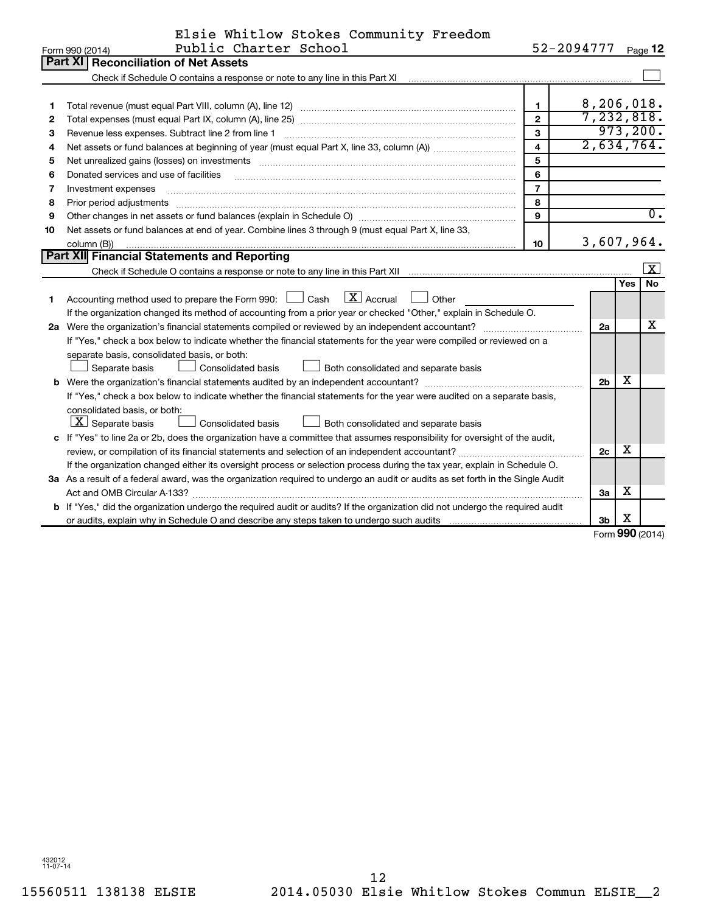Elsie Whitlow Stokes Community Freedom Public Charter School 52-2094777

Form 990 (2014)

## Part XI Reconciliation of Net Assets

Check if Schedule O contains a response or note to any line in this Part XI ☐

| | | | |
|---|---|---|---|
| 1 | Total revenue (must equal Part VIII, column (A), line 12) | 1 | 8,206,018. |
| 2 | Total expenses (must equal Part IX, column (A), line 25) | 2 | 7,232,818. |
| 3 | Revenue less expenses. Subtract line 2 from line 1 | 3 | 973,200. |
| 4 | Net assets or fund balances at beginning of year (must equal Part X, line 33, column (A)) | 4 | 2,634,764. |
| 5 | Net unrealized gains (losses) on investments | 5 | |
| 6 | Donated services and use of facilities | 6 | |
| 7 | Investment expenses | 7 | |
| 8 | Prior period adjustments | 8 | |
| 9 | Other changes in net assets or fund balances (explain in Schedule O) | 9 | 0. |
| 10 | Net assets or fund balances at end of year. Combine lines 3 through 9 (must equal Part X, line 33, column (B)) | 10 | 3,607,964. |

## Part XII Financial Statements and Reporting

Check if Schedule O contains a response or note to any line in this Part XII ☒

| | | | Yes | No |
|---|---|---|---|---|
| 1 | Accounting method used to prepare the Form 990: ☐ Cash ☒ Accrual ☐ Other<br>If the organization changed its method of accounting from a prior year or checked "Other," explain in Schedule O. | | | |
| 2a | Were the organization's financial statements compiled or reviewed by an independent accountant?<br>If "Yes," check a box below to indicate whether the financial statements for the year were compiled or reviewed on a separate basis, consolidated basis, or both:<br>☐ Separate basis ☐ Consolidated basis ☐ Both consolidated and separate basis | 2a | | X |
| b | Were the organization's financial statements audited by an independent accountant?<br>If "Yes," check a box below to indicate whether the financial statements for the year were audited on a separate basis, consolidated basis, or both:<br>☒ Separate basis ☐ Consolidated basis ☐ Both consolidated and separate basis | 2b | X | |
| c | If "Yes" to line 2a or 2b, does the organization have a committee that assumes responsibility for oversight of the audit, review, or compilation of its financial statements and selection of an independent accountant?<br>If the organization changed either its oversight process or selection process during the tax year, explain in Schedule O. | 2c | X | |
| 3a | As a result of a federal award, was the organization required to undergo an audit or audits as set forth in the Single Audit Act and OMB Circular A-133? | 3a | X | |
| b | If "Yes," did the organization undergo the required audit or audits? If the organization did not undergo the required audit or audits, explain why in Schedule O and describe any steps taken to undergo such audits | 3b | X | |

Form 990 (2014)

432012 11-07-14

15560511 138138 ELSIE 2014.05030 Elsie Whitlow Stokes Commun ELSIE__2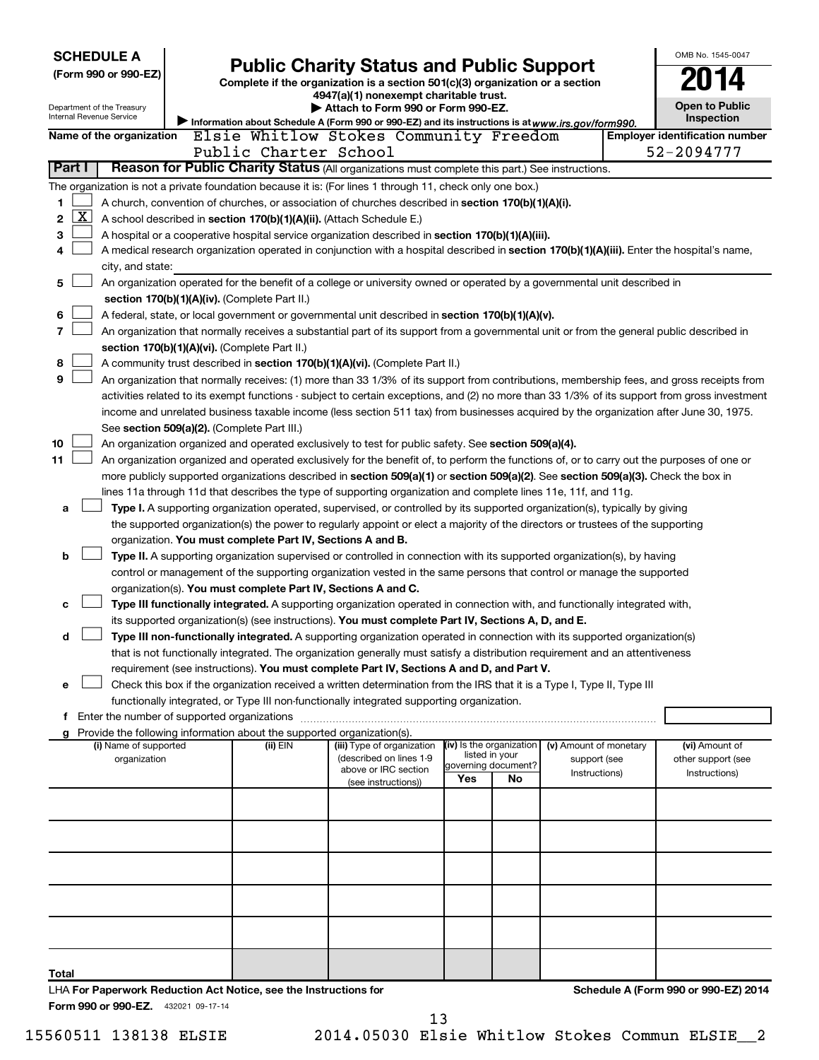**SCHEDULE A**
**(Form 990 or 990-EZ)**

Department of the Treasury
Internal Revenue Service

# Public Charity Status and Public Support

**Complete if the organization is a section 501(c)(3) organization or a section 4947(a)(1) nonexempt charitable trust.**
**▶ Attach to Form 990 or Form 990-EZ.**
▶ Information about Schedule A (Form 990 or 990-EZ) and its instructions is at *www.irs.gov/form990.*

OMB No. 1545-0047
**2014**
**Open to Public Inspection**

**Name of the organization** Elsie Whitlow Stokes Community Freedom Public Charter School
**Employer identification number** 52-2094777

## Part I Reason for Public Charity Status (All organizations must complete this part.) See instructions.

The organization is not a private foundation because it is: (For lines 1 through 11, check only one box.)

1. ☐ A church, convention of churches, or association of churches described in **section 170(b)(1)(A)(i).**
2. ☒ A school described in **section 170(b)(1)(A)(ii).** (Attach Schedule E.)
3. ☐ A hospital or a cooperative hospital service organization described in **section 170(b)(1)(A)(iii).**
4. ☐ A medical research organization operated in conjunction with a hospital described in **section 170(b)(1)(A)(iii).** Enter the hospital's name, city, and state:
5. ☐ An organization operated for the benefit of a college or university owned or operated by a governmental unit described in **section 170(b)(1)(A)(iv).** (Complete Part II.)
6. ☐ A federal, state, or local government or governmental unit described in **section 170(b)(1)(A)(v).**
7. ☐ An organization that normally receives a substantial part of its support from a governmental unit or from the general public described in **section 170(b)(1)(A)(vi).** (Complete Part II.)
8. ☐ A community trust described in **section 170(b)(1)(A)(vi).** (Complete Part II.)
9. ☐ An organization that normally receives: (1) more than 33 1/3% of its support from contributions, membership fees, and gross receipts from activities related to its exempt functions - subject to certain exceptions, and (2) no more than 33 1/3% of its support from gross investment income and unrelated business taxable income (less section 511 tax) from businesses acquired by the organization after June 30, 1975. See **section 509(a)(2).** (Complete Part III.)
10. ☐ An organization organized and operated exclusively to test for public safety. See **section 509(a)(4).**
11. ☐ An organization organized and operated exclusively for the benefit of, to perform the functions of, or to carry out the purposes of one or more publicly supported organizations described in **section 509(a)(1)** or **section 509(a)(2)**. See **section 509(a)(3).** Check the box in lines 11a through 11d that describes the type of supporting organization and complete lines 11e, 11f, and 11g.
   - **a** ☐ **Type I.** A supporting organization operated, supervised, or controlled by its supported organization(s), typically by giving the supported organization(s) the power to regularly appoint or elect a majority of the directors or trustees of the supporting organization. **You must complete Part IV, Sections A and B.**
   - **b** ☐ **Type II.** A supporting organization supervised or controlled in connection with its supported organization(s), by having control or management of the supporting organization vested in the same persons that control or manage the supported organization(s). **You must complete Part IV, Sections A and C.**
   - **c** ☐ **Type III functionally integrated.** A supporting organization operated in connection with, and functionally integrated with, its supported organization(s) (see instructions). **You must complete Part IV, Sections A, D, and E.**
   - **d** ☐ **Type III non-functionally integrated.** A supporting organization operated in connection with its supported organization(s) that is not functionally integrated. The organization generally must satisfy a distribution requirement and an attentiveness requirement (see instructions). **You must complete Part IV, Sections A and D, and Part V.**
   - **e** ☐ Check this box if the organization received a written determination from the IRS that it is a Type I, Type II, Type III functionally integrated, or Type III non-functionally integrated supporting organization.
   - **f** Enter the number of supported organizations
   - **g** Provide the following information about the supported organization(s).

| (i) Name of supported organization | (ii) EIN | (iii) Type of organization (described on lines 1-9 above or IRC section (see instructions)) | (iv) Is the organization listed in your governing document? Yes | No | (v) Amount of monetary support (see Instructions) | (vi) Amount of other support (see Instructions) |
|---|---|---|---|---|---|---|
| | | | | | | |
| | | | | | | |
| | | | | | | |
| | | | | | | |
| | | | | | | |
| **Total** | | | | | | |

LHA **For Paperwork Reduction Act Notice, see the Instructions for Form 990 or 990-EZ.** 432021 09-17-14
**Schedule A (Form 990 or 990-EZ) 2014**

15560511 138138 ELSIE 2014.05030 Elsie Whitlow Stokes Commun ELSIE__2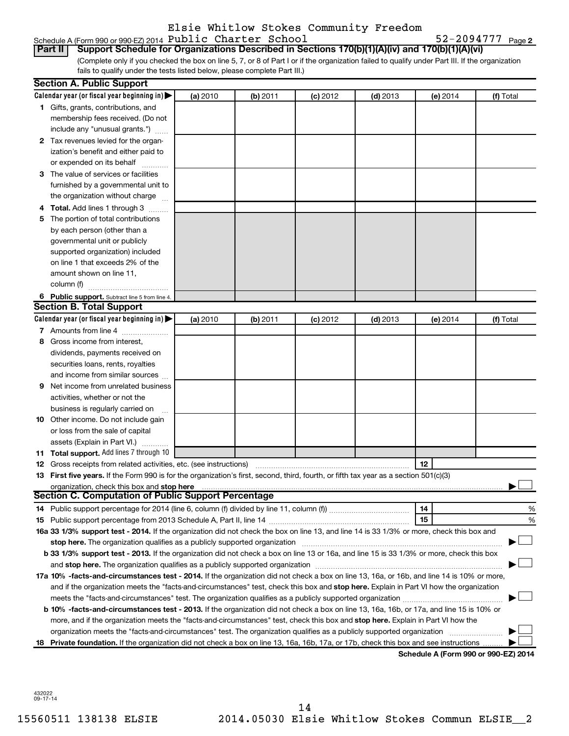Schedule A (Form 990 or 990-EZ) 2014 Elsie Whitlow Stokes Community Freedom Public Charter School 52-2094777 Page 2

**Part II** **Support Schedule for Organizations Described in Sections 170(b)(1)(A)(iv) and 170(b)(1)(A)(vi)**

(Complete only if you checked the box on line 5, 7, or 8 of Part I or if the organization failed to qualify under Part III. If the organization fails to qualify under the tests listed below, please complete Part III.)

### Section A. Public Support

| Calendar year (or fiscal year beginning in) ▶ | (a) 2010 | (b) 2011 | (c) 2012 | (d) 2013 | (e) 2014 | (f) Total |
|---|---|---|---|---|---|---|
| **1** Gifts, grants, contributions, and membership fees received. (Do not include any "unusual grants.") | | | | | | |
| **2** Tax revenues levied for the organization's benefit and either paid to or expended on its behalf | | | | | | |
| **3** The value of services or facilities furnished by a governmental unit to the organization without charge | | | | | | |
| **4 Total.** Add lines 1 through 3 | | | | | | |
| **5** The portion of total contributions by each person (other than a governmental unit or publicly supported organization) included on line 1 that exceeds 2% of the amount shown on line 11, column (f) | | | | | | |
| **6 Public support.** Subtract line 5 from line 4. | | | | | | |

### Section B. Total Support

| Calendar year (or fiscal year beginning in) ▶ | (a) 2010 | (b) 2011 | (c) 2012 | (d) 2013 | (e) 2014 | (f) Total |
|---|---|---|---|---|---|---|
| **7** Amounts from line 4 | | | | | | |
| **8** Gross income from interest, dividends, payments received on securities loans, rents, royalties and income from similar sources | | | | | | |
| **9** Net income from unrelated business activities, whether or not the business is regularly carried on | | | | | | |
| **10** Other income. Do not include gain or loss from the sale of capital assets (Explain in Part VI.) | | | | | | |
| **11 Total support.** Add lines 7 through 10 | | | | | | |

**12** Gross receipts from related activities, etc. (see instructions) **12**

**13 First five years.** If the Form 990 is for the organization's first, second, third, fourth, or fifth tax year as a section 501(c)(3) organization, check this box and **stop here** ▶ ☐

### Section C. Computation of Public Support Percentage

**14** Public support percentage for 2014 (line 6, column (f) divided by line 11, column (f)) **14** %

**15** Public support percentage from 2013 Schedule A, Part II, line 14 **15** %

**16a 33 1/3% support test - 2014.** If the organization did not check the box on line 13, and line 14 is 33 1/3% or more, check this box and **stop here.** The organization qualifies as a publicly supported organization ▶ ☐

**b 33 1/3% support test - 2013.** If the organization did not check a box on line 13 or 16a, and line 15 is 33 1/3% or more, check this box and **stop here.** The organization qualifies as a publicly supported organization ▶ ☐

**17a 10% -facts-and-circumstances test - 2014.** If the organization did not check a box on line 13, 16a, or 16b, and line 14 is 10% or more, and if the organization meets the "facts-and-circumstances" test, check this box and **stop here.** Explain in Part VI how the organization meets the "facts-and-circumstances" test. The organization qualifies as a publicly supported organization ▶ ☐

**b 10% -facts-and-circumstances test - 2013.** If the organization did not check a box on line 13, 16a, 16b, or 17a, and line 15 is 10% or more, and if the organization meets the "facts-and-circumstances" test, check this box and **stop here.** Explain in Part VI how the organization meets the "facts-and-circumstances" test. The organization qualifies as a publicly supported organization ▶ ☐

**18 Private foundation.** If the organization did not check a box on line 13, 16a, 16b, 17a, or 17b, check this box and see instructions ▶ ☐

**Schedule A (Form 990 or 990-EZ) 2014**

432022 09-17-14

15560511 138138 ELSIE 2014.05030 Elsie Whitlow Stokes Commun ELSIE__2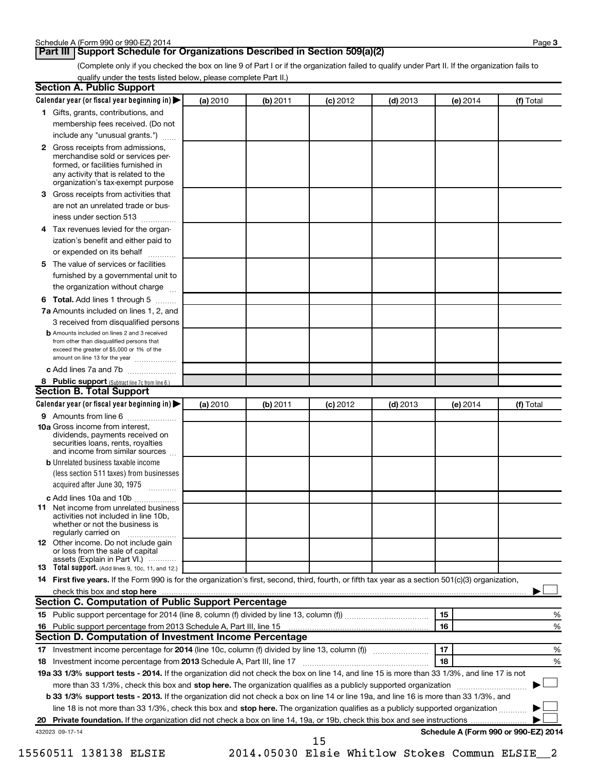## Part III Support Schedule for Organizations Described in Section 509(a)(2)

(Complete only if you checked the box on line 9 of Part I or if the organization failed to qualify under Part II. If the organization fails to qualify under the tests listed below, please complete Part II.)

### Section A. Public Support

| Calendar year (or fiscal year beginning in) ▶ | (a) 2010 | (b) 2011 | (c) 2012 | (d) 2013 | (e) 2014 | (f) Total |
|---|---|---|---|---|---|---|
| **1** Gifts, grants, contributions, and membership fees received. (Do not include any "unusual grants.") | | | | | | |
| **2** Gross receipts from admissions, merchandise sold or services performed, or facilities furnished in any activity that is related to the organization's tax-exempt purpose | | | | | | |
| **3** Gross receipts from activities that are not an unrelated trade or business under section 513 | | | | | | |
| **4** Tax revenues levied for the organization's benefit and either paid to or expended on its behalf | | | | | | |
| **5** The value of services or facilities furnished by a governmental unit to the organization without charge | | | | | | |
| **6 Total.** Add lines 1 through 5 | | | | | | |
| **7a** Amounts included on lines 1, 2, and 3 received from disqualified persons | | | | | | |
| **b** Amounts included on lines 2 and 3 received from other than disqualified persons that exceed the greater of $5,000 or 1% of the amount on line 13 for the year | | | | | | |
| **c** Add lines 7a and 7b | | | | | | |
| **8 Public support** (Subtract line 7c from line 6.) | | | | | | |

### Section B. Total Support

| Calendar year (or fiscal year beginning in) ▶ | (a) 2010 | (b) 2011 | (c) 2012 | (d) 2013 | (e) 2014 | (f) Total |
|---|---|---|---|---|---|---|
| **9** Amounts from line 6 | | | | | | |
| **10a** Gross income from interest, dividends, payments received on securities loans, rents, royalties and income from similar sources | | | | | | |
| **b** Unrelated business taxable income (less section 511 taxes) from businesses acquired after June 30, 1975 | | | | | | |
| **c** Add lines 10a and 10b | | | | | | |
| **11** Net income from unrelated business activities not included in line 10b, whether or not the business is regularly carried on | | | | | | |
| **12** Other income. Do not include gain or loss from the sale of capital assets (Explain in Part VI.) | | | | | | |
| **13 Total support.** (Add lines 9, 10c, 11, and 12.) | | | | | | |

**14 First five years.** If the Form 990 is for the organization's first, second, third, fourth, or fifth tax year as a section 501(c)(3) organization, check this box and **stop here** ▶ ☐

### Section C. Computation of Public Support Percentage

| | | | |
|---|---|---|---|
| **15** Public support percentage for 2014 (line 8, column (f) divided by line 13, column (f)) | 15 | | % |
| **16** Public support percentage from 2013 Schedule A, Part III, line 15 | 16 | | % |

### Section D. Computation of Investment Income Percentage

| | | | |
|---|---|---|---|
| **17** Investment income percentage for **2014** (line 10c, column (f) divided by line 13, column (f)) | 17 | | % |
| **18** Investment income percentage from **2013** Schedule A, Part III, line 17 | 18 | | % |

**19a 33 1/3% support tests - 2014.** If the organization did not check the box on line 14, and line 15 is more than 33 1/3%, and line 17 is not more than 33 1/3%, check this box and **stop here.** The organization qualifies as a publicly supported organization ▶ ☐

**b 33 1/3% support tests - 2013.** If the organization did not check a box on line 14 or line 19a, and line 16 is more than 33 1/3%, and line 18 is not more than 33 1/3%, check this box and **stop here.** The organization qualifies as a publicly supported organization ▶ ☐

**20 Private foundation.** If the organization did not check a box on line 14, 19a, or 19b, check this box and see instructions ▶ ☐

432023 09-17-14

**Schedule A (Form 990 or 990-EZ) 2014**

15560511 138138 ELSIE 2014.05030 Elsie Whitlow Stokes Commun ELSIE__2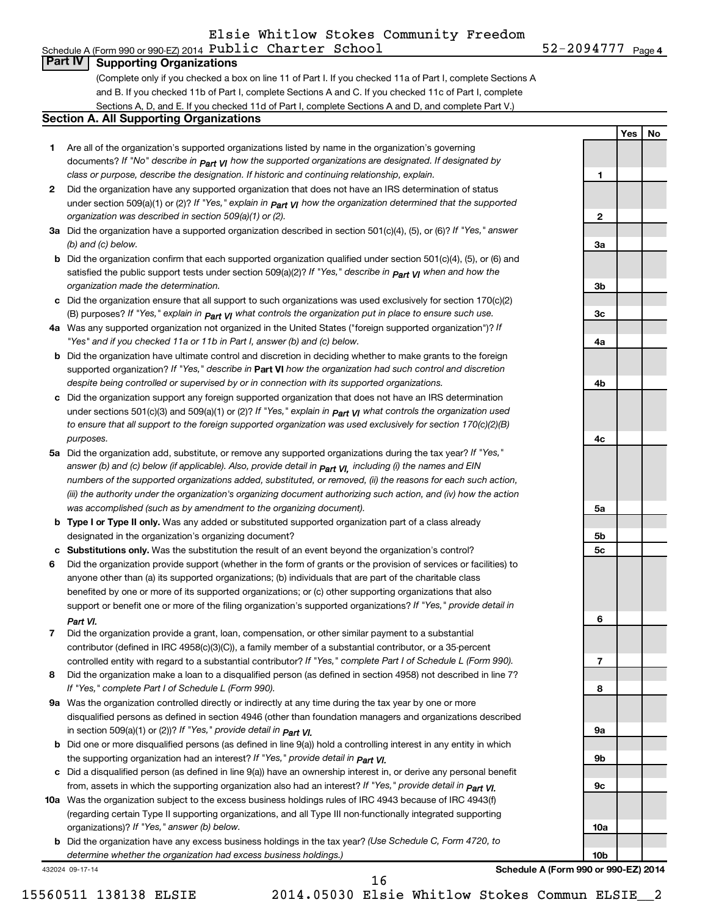Schedule A (Form 990 or 990-EZ) 2014 Elsie Whitlow Stokes Community Freedom Public Charter School 52-2094777 Page 4

## Part IV Supporting Organizations

(Complete only if you checked a box on line 11 of Part I. If you checked 11a of Part I, complete Sections A and B. If you checked 11b of Part I, complete Sections A and C. If you checked 11c of Part I, complete Sections A, D, and E. If you checked 11d of Part I, complete Sections A and D, and complete Part V.)

### Section A. All Supporting Organizations

| | | Line | Yes | No |
|---|---|---|---|---|
| **1** | Are all of the organization's supported organizations listed by name in the organization's governing documents? *If "No" describe in Part VI how the supported organizations are designated. If designated by class or purpose, describe the designation. If historic and continuing relationship, explain.* | 1 | | |
| **2** | Did the organization have any supported organization that does not have an IRS determination of status under section 509(a)(1) or (2)? *If "Yes," explain in Part VI how the organization determined that the supported organization was described in section 509(a)(1) or (2).* | 2 | | |
| **3a** | Did the organization have a supported organization described in section 501(c)(4), (5), or (6)? *If "Yes," answer (b) and (c) below.* | 3a | | |
| **b** | Did the organization confirm that each supported organization qualified under section 501(c)(4), (5), or (6) and satisfied the public support tests under section 509(a)(2)? *If "Yes," describe in Part VI when and how the organization made the determination.* | 3b | | |
| **c** | Did the organization ensure that all support to such organizations was used exclusively for section 170(c)(2)(B) purposes? *If "Yes," explain in Part VI what controls the organization put in place to ensure such use.* | 3c | | |
| **4a** | Was any supported organization not organized in the United States ("foreign supported organization")? *If "Yes" and if you checked 11a or 11b in Part I, answer (b) and (c) below.* | 4a | | |
| **b** | Did the organization have ultimate control and discretion in deciding whether to make grants to the foreign supported organization? *If "Yes," describe in* **Part VI** *how the organization had such control and discretion despite being controlled or supervised by or in connection with its supported organizations.* | 4b | | |
| **c** | Did the organization support any foreign supported organization that does not have an IRS determination under sections 501(c)(3) and 509(a)(1) or (2)? *If "Yes," explain in Part VI what controls the organization used to ensure that all support to the foreign supported organization was used exclusively for section 170(c)(2)(B) purposes.* | 4c | | |
| **5a** | Did the organization add, substitute, or remove any supported organizations during the tax year? *If "Yes," answer (b) and (c) below (if applicable). Also, provide detail in Part VI, including (i) the names and EIN numbers of the supported organizations added, substituted, or removed, (ii) the reasons for each such action, (iii) the authority under the organization's organizing document authorizing such action, and (iv) how the action was accomplished (such as by amendment to the organizing document).* | 5a | | |
| **b** | **Type I or Type II only.** Was any added or substituted supported organization part of a class already designated in the organization's organizing document? | 5b | | |
| **c** | **Substitutions only.** Was the substitution the result of an event beyond the organization's control? | 5c | | |
| **6** | Did the organization provide support (whether in the form of grants or the provision of services or facilities) to anyone other than (a) its supported organizations; (b) individuals that are part of the charitable class benefited by one or more of its supported organizations; or (c) other supporting organizations that also support or benefit one or more of the filing organization's supported organizations? *If "Yes," provide detail in Part VI.* | 6 | | |
| **7** | Did the organization provide a grant, loan, compensation, or other similar payment to a substantial contributor (defined in IRC 4958(c)(3)(C)), a family member of a substantial contributor, or a 35-percent controlled entity with regard to a substantial contributor? *If "Yes," complete Part I of Schedule L (Form 990).* | 7 | | |
| **8** | Did the organization make a loan to a disqualified person (as defined in section 4958) not described in line 7? *If "Yes," complete Part I of Schedule L (Form 990).* | 8 | | |
| **9a** | Was the organization controlled directly or indirectly at any time during the tax year by one or more disqualified persons as defined in section 4946 (other than foundation managers and organizations described in section 509(a)(1) or (2))? *If "Yes," provide detail in Part VI.* | 9a | | |
| **b** | Did one or more disqualified persons (as defined in line 9(a)) hold a controlling interest in any entity in which the supporting organization had an interest? *If "Yes," provide detail in Part VI.* | 9b | | |
| **c** | Did a disqualified person (as defined in line 9(a)) have an ownership interest in, or derive any personal benefit from, assets in which the supporting organization also had an interest? *If "Yes," provide detail in Part VI.* | 9c | | |
| **10a** | Was the organization subject to the excess business holdings rules of IRC 4943 because of IRC 4943(f) (regarding certain Type II supporting organizations, and all Type III non-functionally integrated supporting organizations)? *If "Yes," answer (b) below.* | 10a | | |
| **b** | Did the organization have any excess business holdings in the tax year? *(Use Schedule C, Form 4720, to determine whether the organization had excess business holdings.)* | 10b | | |

432024 09-17-14 **Schedule A (Form 990 or 990-EZ) 2014**

15560511 138138 ELSIE 2014.05030 Elsie Whitlow Stokes Commun ELSIE__2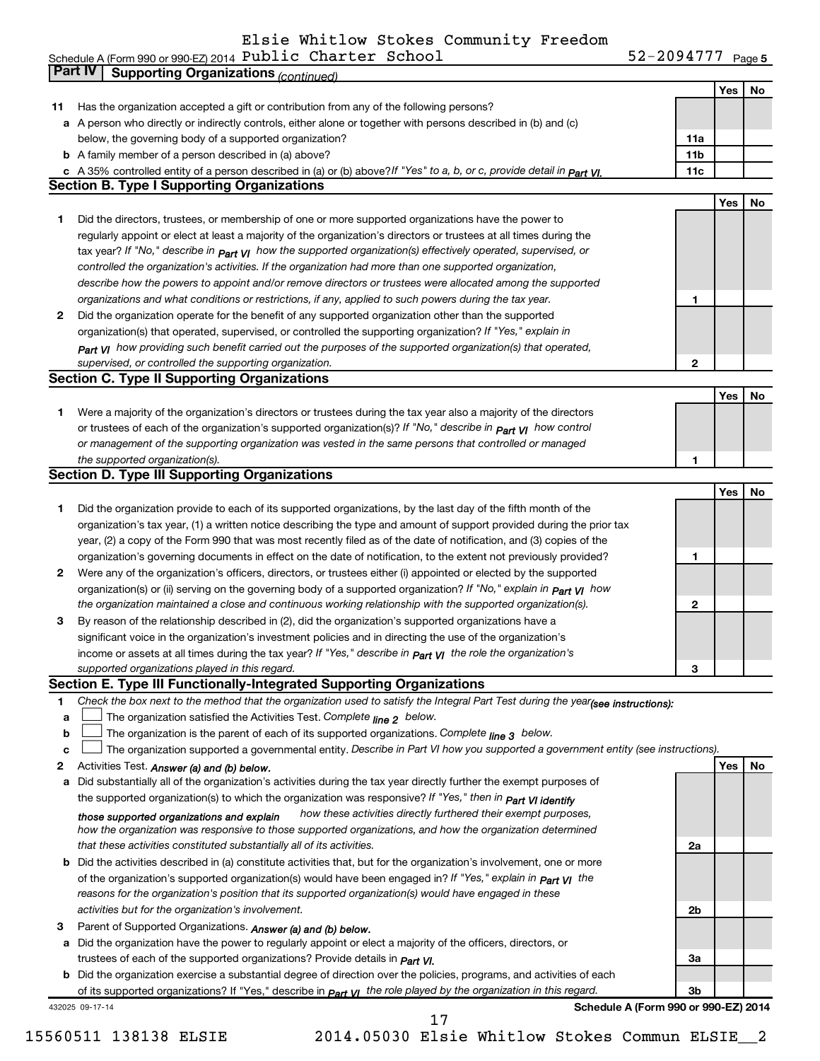Elsie Whitlow Stokes Community Freedom

Schedule A (Form 990 or 990-EZ) 2014 Public Charter School 52-2094777 Page 5

## Part IV Supporting Organizations *(continued)*

| | | | Yes | No |
|---|---|---|---|---|
| **11** | Has the organization accepted a gift or contribution from any of the following persons? | | | |
| **a** | A person who directly or indirectly controls, either alone or together with persons described in (b) and (c) below, the governing body of a supported organization? | **11a** | | |
| **b** | A family member of a person described in (a) above? | **11b** | | |
| **c** | A 35% controlled entity of a person described in (a) or (b) above? *If "Yes" to a, b, or c, provide detail in Part VI.* | **11c** | | |

### Section B. Type I Supporting Organizations

| | | | Yes | No |
|---|---|---|---|---|
| **1** | Did the directors, trustees, or membership of one or more supported organizations have the power to regularly appoint or elect at least a majority of the organization's directors or trustees at all times during the tax year? *If "No," describe in Part VI how the supported organization(s) effectively operated, supervised, or controlled the organization's activities. If the organization had more than one supported organization, describe how the powers to appoint and/or remove directors or trustees were allocated among the supported organizations and what conditions or restrictions, if any, applied to such powers during the tax year.* | **1** | | |
| **2** | Did the organization operate for the benefit of any supported organization other than the supported organization(s) that operated, supervised, or controlled the supporting organization? *If "Yes," explain in Part VI how providing such benefit carried out the purposes of the supported organization(s) that operated, supervised, or controlled the supporting organization.* | **2** | | |

### Section C. Type II Supporting Organizations

| | | | Yes | No |
|---|---|---|---|---|
| **1** | Were a majority of the organization's directors or trustees during the tax year also a majority of the directors or trustees of each of the organization's supported organization(s)? *If "No," describe in Part VI how control or management of the supporting organization was vested in the same persons that controlled or managed the supported organization(s).* | **1** | | |

### Section D. Type III Supporting Organizations

| | | | Yes | No |
|---|---|---|---|---|
| **1** | Did the organization provide to each of its supported organizations, by the last day of the fifth month of the organization's tax year, (1) a written notice describing the type and amount of support provided during the prior tax year, (2) a copy of the Form 990 that was most recently filed as of the date of notification, and (3) copies of the organization's governing documents in effect on the date of notification, to the extent not previously provided? | **1** | | |
| **2** | Were any of the organization's officers, directors, or trustees either (i) appointed or elected by the supported organization(s) or (ii) serving on the governing body of a supported organization? *If "No," explain in Part VI how the organization maintained a close and continuous working relationship with the supported organization(s).* | **2** | | |
| **3** | By reason of the relationship described in (2), did the organization's supported organizations have a significant voice in the organization's investment policies and in directing the use of the organization's income or assets at all times during the tax year? *If "Yes," describe in Part VI the role the organization's supported organizations played in this regard.* | **3** | | |

### Section E. Type III Functionally-Integrated Supporting Organizations

**1** *Check the box next to the method that the organization used to satisfy the Integral Part Test during the year (see instructions):*

- **a** ☐ The organization satisfied the Activities Test. *Complete line 2 below.*
- **b** ☐ The organization is the parent of each of its supported organizations. *Complete line 3 below.*
- **c** ☐ The organization supported a governmental entity. *Describe in Part VI how you supported a government entity (see instructions).*

| | | | Yes | No |
|---|---|---|---|---|
| **2** | Activities Test. *Answer (a) and (b) below.* | | | |
| **a** | Did substantially all of the organization's activities during the tax year directly further the exempt purposes of the supported organization(s) to which the organization was responsive? *If "Yes," then in Part VI identify those supported organizations and explain how these activities directly furthered their exempt purposes, how the organization was responsive to those supported organizations, and how the organization determined that these activities constituted substantially all of its activities.* | **2a** | | |
| **b** | Did the activities described in (a) constitute activities that, but for the organization's involvement, one or more of the organization's supported organization(s) would have been engaged in? *If "Yes," explain in Part VI the reasons for the organization's position that its supported organization(s) would have engaged in these activities but for the organization's involvement.* | **2b** | | |
| **3** | Parent of Supported Organizations. *Answer (a) and (b) below.* | | | |
| **a** | Did the organization have the power to regularly appoint or elect a majority of the officers, directors, or trustees of each of the supported organizations? *Provide details in Part VI.* | **3a** | | |
| **b** | Did the organization exercise a substantial degree of direction over the policies, programs, and activities of each of its supported organizations? If "Yes," describe in *Part VI the role played by the organization in this regard.* | **3b** | | |

432025 09-17-14 **Schedule A (Form 990 or 990-EZ) 2014**

15560511 138138 ELSIE 2014.05030 Elsie Whitlow Stokes Commun ELSIE__2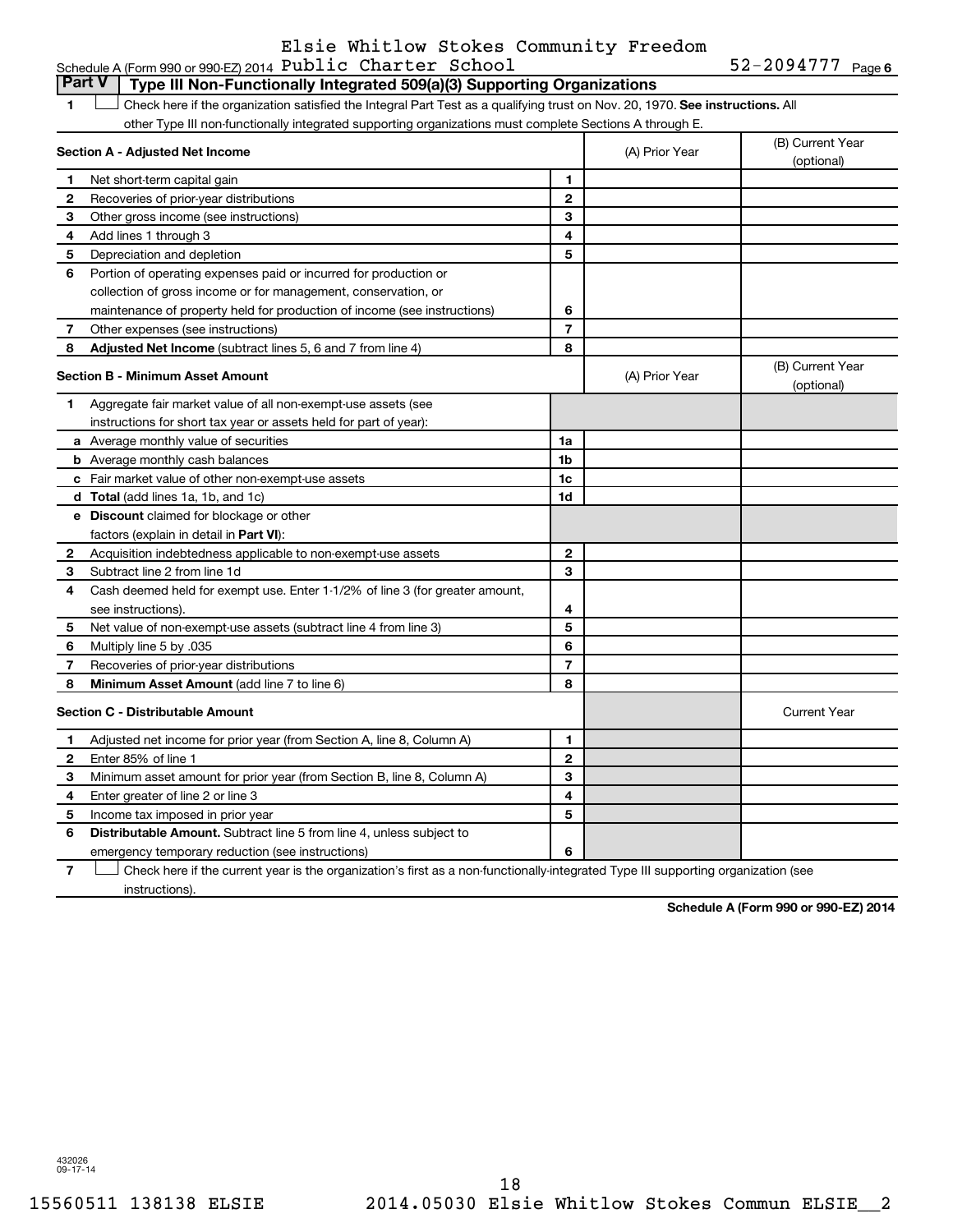Schedule A (Form 990 or 990-EZ) 2014 Elsie Whitlow Stokes Community Freedom Public Charter School 52-2094777 Page 6

## Part V Type III Non-Functionally Integrated 509(a)(3) Supporting Organizations

1 ☐ Check here if the organization satisfied the Integral Part Test as a qualifying trust on Nov. 20, 1970. **See instructions.** All other Type III non-functionally integrated supporting organizations must complete Sections A through E.

| **Section A - Adjusted Net Income** | | | (A) Prior Year | (B) Current Year (optional) |
|---|---|---|---|---|
| 1 | Net short-term capital gain | 1 | | |
| 2 | Recoveries of prior-year distributions | 2 | | |
| 3 | Other gross income (see instructions) | 3 | | |
| 4 | Add lines 1 through 3 | 4 | | |
| 5 | Depreciation and depletion | 5 | | |
| 6 | Portion of operating expenses paid or incurred for production or collection of gross income or for management, conservation, or maintenance of property held for production of income (see instructions) | 6 | | |
| 7 | Other expenses (see instructions) | 7 | | |
| 8 | **Adjusted Net Income** (subtract lines 5, 6 and 7 from line 4) | 8 | | |

| **Section B - Minimum Asset Amount** | | | (A) Prior Year | (B) Current Year (optional) |
|---|---|---|---|---|
| 1 | Aggregate fair market value of all non-exempt-use assets (see instructions for short tax year or assets held for part of year): | | | |
| a | Average monthly value of securities | 1a | | |
| b | Average monthly cash balances | 1b | | |
| c | Fair market value of other non-exempt-use assets | 1c | | |
| d | **Total** (add lines 1a, 1b, and 1c) | 1d | | |
| e | **Discount** claimed for blockage or other factors (explain in detail in **Part VI**): | | | |
| 2 | Acquisition indebtedness applicable to non-exempt-use assets | 2 | | |
| 3 | Subtract line 2 from line 1d | 3 | | |
| 4 | Cash deemed held for exempt use. Enter 1-1/2% of line 3 (for greater amount, see instructions). | 4 | | |
| 5 | Net value of non-exempt-use assets (subtract line 4 from line 3) | 5 | | |
| 6 | Multiply line 5 by .035 | 6 | | |
| 7 | Recoveries of prior-year distributions | 7 | | |
| 8 | **Minimum Asset Amount** (add line 7 to line 6) | 8 | | |

| **Section C - Distributable Amount** | | | | Current Year |
|---|---|---|---|---|
| 1 | Adjusted net income for prior year (from Section A, line 8, Column A) | 1 | | |
| 2 | Enter 85% of line 1 | 2 | | |
| 3 | Minimum asset amount for prior year (from Section B, line 8, Column A) | 3 | | |
| 4 | Enter greater of line 2 or line 3 | 4 | | |
| 5 | Income tax imposed in prior year | 5 | | |
| 6 | **Distributable Amount.** Subtract line 5 from line 4, unless subject to emergency temporary reduction (see instructions) | 6 | | |

7 ☐ Check here if the current year is the organization's first as a non-functionally-integrated Type III supporting organization (see instructions).

**Schedule A (Form 990 or 990-EZ) 2014**

432026 09-17-14

15560511 138138 ELSIE 2014.05030 Elsie Whitlow Stokes Commun ELSIE__2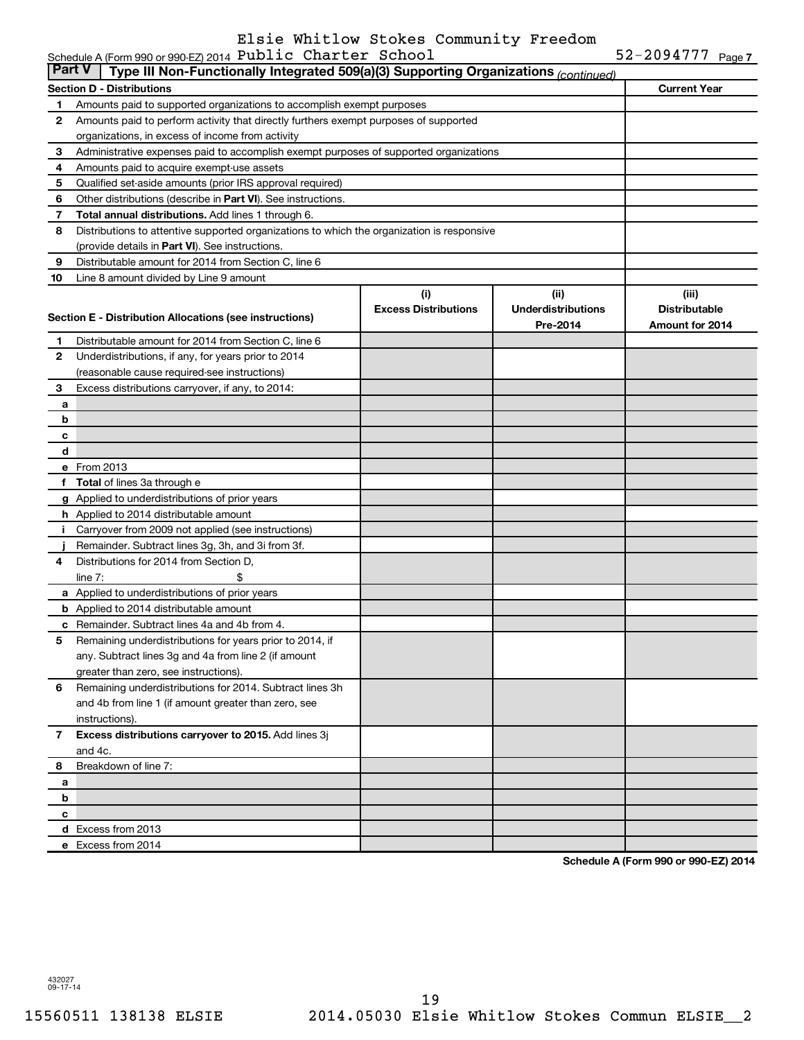Schedule A (Form 990 or 990-EZ) 2014 Elsie Whitlow Stokes Community Freedom Public Charter School 52-2094777 Page 7

## Part V | Type III Non-Functionally Integrated 509(a)(3) Supporting Organizations *(continued)*

| Section D - Distributions | Current Year |
|---|---|
| **1** Amounts paid to supported organizations to accomplish exempt purposes | |
| **2** Amounts paid to perform activity that directly furthers exempt purposes of supported organizations, in excess of income from activity | |
| **3** Administrative expenses paid to accomplish exempt purposes of supported organizations | |
| **4** Amounts paid to acquire exempt-use assets | |
| **5** Qualified set-aside amounts (prior IRS approval required) | |
| **6** Other distributions (describe in **Part VI**). See instructions. | |
| **7** **Total annual distributions.** Add lines 1 through 6. | |
| **8** Distributions to attentive supported organizations to which the organization is responsive (provide details in **Part VI**). See instructions. | |
| **9** Distributable amount for 2014 from Section C, line 6 | |
| **10** Line 8 amount divided by Line 9 amount | |

| Section E - Distribution Allocations (see instructions) | (i) Excess Distributions | (ii) Underdistributions Pre-2014 | (iii) Distributable Amount for 2014 |
|---|---|---|---|
| **1** Distributable amount for 2014 from Section C, line 6 | | | |
| **2** Underdistributions, if any, for years prior to 2014 (reasonable cause required-see instructions) | | | |
| **3** Excess distributions carryover, if any, to 2014: | | | |
| **a** | | | |
| **b** | | | |
| **c** | | | |
| **d** | | | |
| **e** From 2013 | | | |
| **f** **Total** of lines 3a through e | | | |
| **g** Applied to underdistributions of prior years | | | |
| **h** Applied to 2014 distributable amount | | | |
| **i** Carryover from 2009 not applied (see instructions) | | | |
| **j** Remainder. Subtract lines 3g, 3h, and 3i from 3f. | | | |
| **4** Distributions for 2014 from Section D, line 7: $ | | | |
| **a** Applied to underdistributions of prior years | | | |
| **b** Applied to 2014 distributable amount | | | |
| **c** Remainder. Subtract lines 4a and 4b from 4. | | | |
| **5** Remaining underdistributions for years prior to 2014, if any. Subtract lines 3g and 4a from line 2 (if amount greater than zero, see instructions). | | | |
| **6** Remaining underdistributions for 2014. Subtract lines 3h and 4b from line 1 (if amount greater than zero, see instructions). | | | |
| **7** **Excess distributions carryover to 2015.** Add lines 3j and 4c. | | | |
| **8** Breakdown of line 7: | | | |
| **a** | | | |
| **b** | | | |
| **c** | | | |
| **d** Excess from 2013 | | | |
| **e** Excess from 2014 | | | |

**Schedule A (Form 990 or 990-EZ) 2014**

432027 09-17-14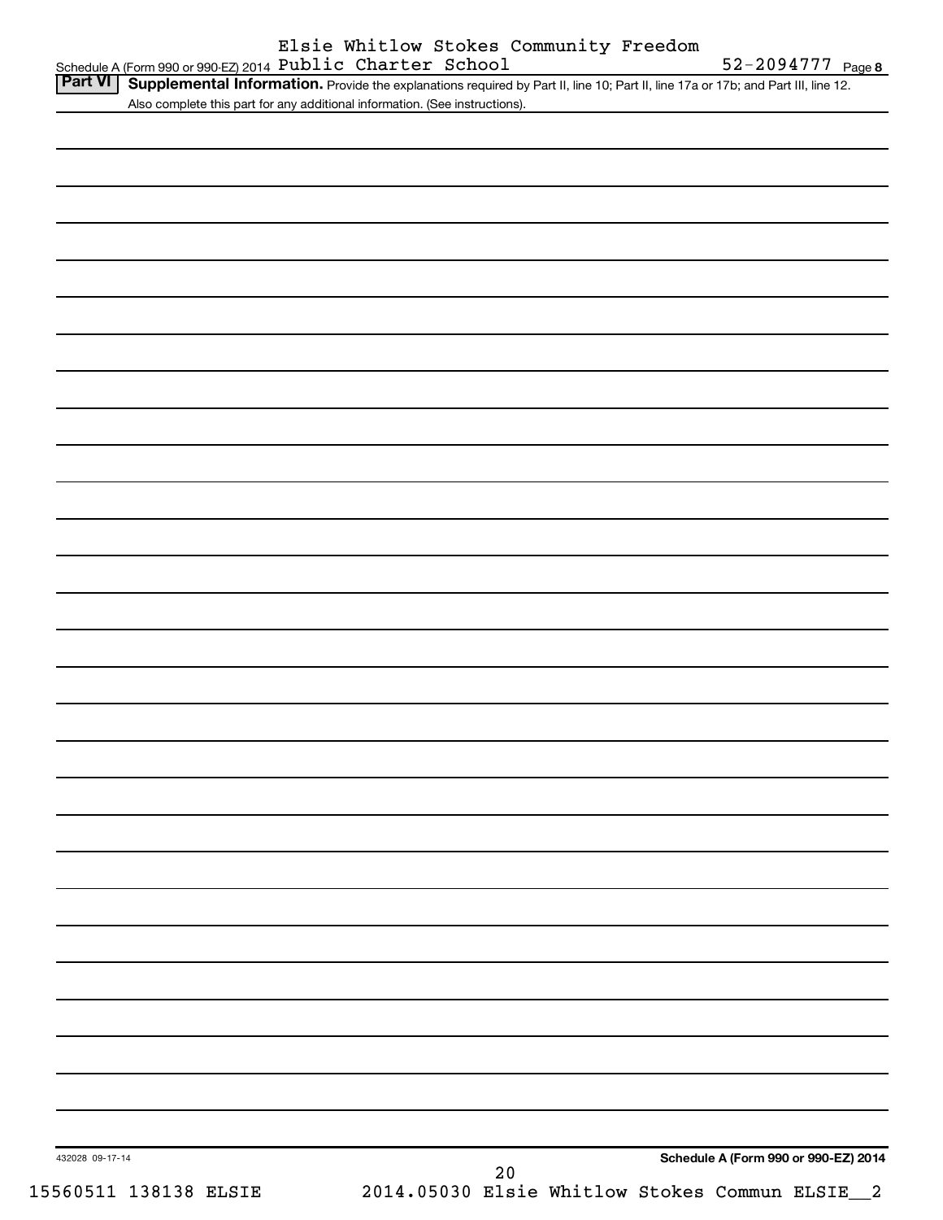Elsie Whitlow Stokes Community Freedom Public Charter School 52-2094777

## Part VI Supplemental Information.

Provide the explanations required by Part II, line 10; Part II, line 17a or 17b; and Part III, line 12. Also complete this part for any additional information. (See instructions).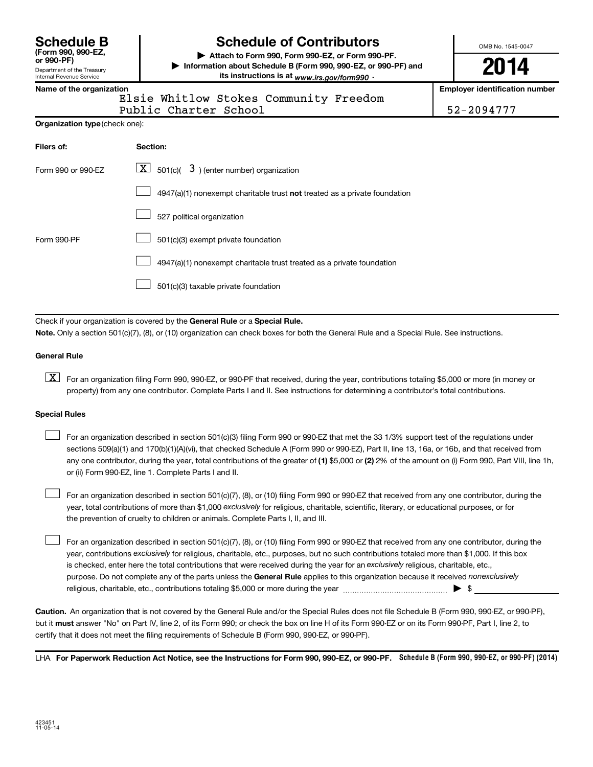**Schedule B** (Form 990, 990-EZ, or 990-PF)
Department of the Treasury
Internal Revenue Service

# Schedule of Contributors

▶ Attach to Form 990, Form 990-EZ, or Form 990-PF.
▶ Information about Schedule B (Form 990, 990-EZ, or 990-PF) and its instructions is at *www.irs.gov/form990* .

OMB No. 1545-0047

**2014**

**Name of the organization**
Elsie Whitlow Stokes Community Freedom Public Charter School

**Employer identification number**
52-2094777

**Organization type** (check one):

| Filers of: | Section: |
|---|---|
| Form 990 or 990-EZ | [X] 501(c)( 3 ) (enter number) organization |
| | [ ] 4947(a)(1) nonexempt charitable trust **not** treated as a private foundation |
| | [ ] 527 political organization |
| Form 990-PF | [ ] 501(c)(3) exempt private foundation |
| | [ ] 4947(a)(1) nonexempt charitable trust treated as a private foundation |
| | [ ] 501(c)(3) taxable private foundation |

Check if your organization is covered by the **General Rule** or a **Special Rule.**

**Note.** Only a section 501(c)(7), (8), or (10) organization can check boxes for both the General Rule and a Special Rule. See instructions.

**General Rule**

[X] For an organization filing Form 990, 990-EZ, or 990-PF that received, during the year, contributions totaling $5,000 or more (in money or property) from any one contributor. Complete Parts I and II. See instructions for determining a contributor's total contributions.

**Special Rules**

[ ] For an organization described in section 501(c)(3) filing Form 990 or 990-EZ that met the 33 1/3% support test of the regulations under sections 509(a)(1) and 170(b)(1)(A)(vi), that checked Schedule A (Form 990 or 990-EZ), Part II, line 13, 16a, or 16b, and that received from any one contributor, during the year, total contributions of the greater of **(1)** $5,000 or **(2)** 2% of the amount on (i) Form 990, Part VIII, line 1h, or (ii) Form 990-EZ, line 1. Complete Parts I and II.

[ ] For an organization described in section 501(c)(7), (8), or (10) filing Form 990 or 990-EZ that received from any one contributor, during the year, total contributions of more than $1,000 *exclusively* for religious, charitable, scientific, literary, or educational purposes, or for the prevention of cruelty to children or animals. Complete Parts I, II, and III.

[ ] For an organization described in section 501(c)(7), (8), or (10) filing Form 990 or 990-EZ that received from any one contributor, during the year, contributions *exclusively* for religious, charitable, etc., purposes, but no such contributions totaled more than $1,000. If this box is checked, enter here the total contributions that were received during the year for an *exclusively* religious, charitable, etc., purpose. Do not complete any of the parts unless the **General Rule** applies to this organization because it received *nonexclusively* religious, charitable, etc., contributions totaling $5,000 or more during the year ▶ $ \_\_\_\_\_\_\_\_\_\_

**Caution.** An organization that is not covered by the General Rule and/or the Special Rules does not file Schedule B (Form 990, 990-EZ, or 990-PF), but it **must** answer "No" on Part IV, line 2, of its Form 990; or check the box on line H of its Form 990-EZ or on its Form 990-PF, Part I, line 2, to certify that it does not meet the filing requirements of Schedule B (Form 990, 990-EZ, or 990-PF).

LHA **For Paperwork Reduction Act Notice, see the Instructions for Form 990, 990-EZ, or 990-PF.** **Schedule B (Form 990, 990-EZ, or 990-PF) (2014)**

423451
11-05-14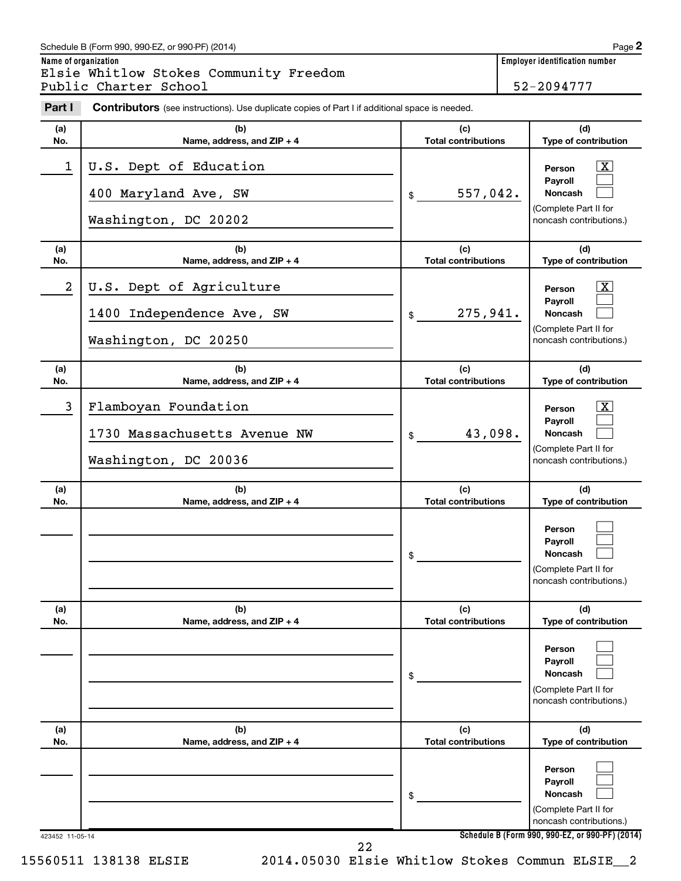Schedule B (Form 990, 990-EZ, or 990-PF) (2014)

**Name of organization**
Elsie Whitlow Stokes Community Freedom Public Charter School

**Employer identification number**
52-2094777

**Part I** **Contributors** (see instructions). Use duplicate copies of Part I if additional space is needed.

| (a) No. | (b) Name, address, and ZIP + 4 | (c) Total contributions | (d) Type of contribution |
|---|---|---|---|
| 1 | U.S. Dept of Education<br>400 Maryland Ave, SW<br>Washington, DC 20202 | $ 557,042. | Person [X]<br>Payroll [ ]<br>Noncash [ ]<br>(Complete Part II for noncash contributions.) |
| 2 | U.S. Dept of Agriculture<br>1400 Independence Ave, SW<br>Washington, DC 20250 | $ 275,941. | Person [X]<br>Payroll [ ]<br>Noncash [ ]<br>(Complete Part II for noncash contributions.) |
| 3 | Flamboyan Foundation<br>1730 Massachusetts Avenue NW<br>Washington, DC 20036 | $ 43,098. | Person [X]<br>Payroll [ ]<br>Noncash [ ]<br>(Complete Part II for noncash contributions.) |
| | | $ | Person [ ]<br>Payroll [ ]<br>Noncash [ ]<br>(Complete Part II for noncash contributions.) |
| | | $ | Person [ ]<br>Payroll [ ]<br>Noncash [ ]<br>(Complete Part II for noncash contributions.) |
| | | $ | Person [ ]<br>Payroll [ ]<br>Noncash [ ]<br>(Complete Part II for noncash contributions.) |

423452 11-05-14

**Schedule B (Form 990, 990-EZ, or 990-PF) (2014)**

15560511 138138 ELSIE 2014.05030 Elsie Whitlow Stokes Commun ELSIE__2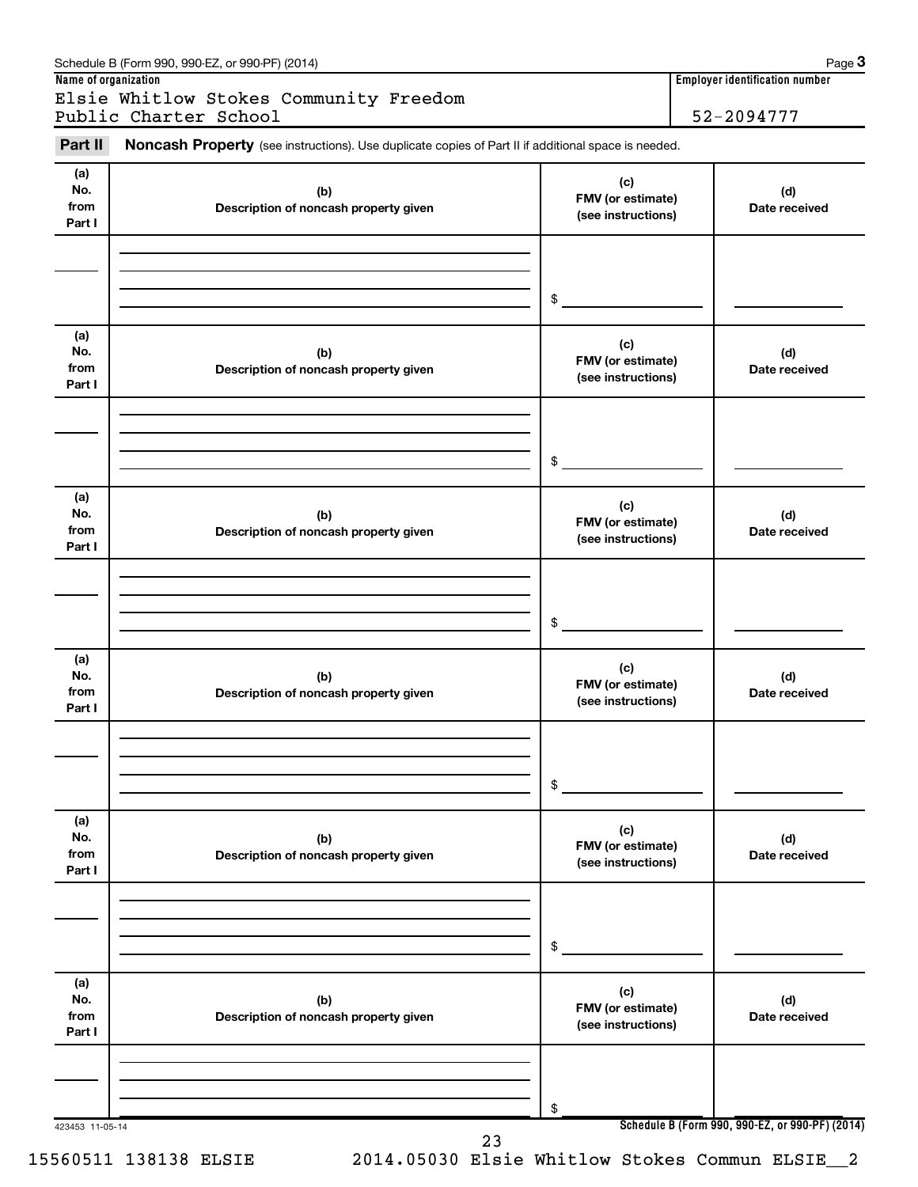Schedule B (Form 990, 990-EZ, or 990-PF) (2014)

**Name of organization**

Elsie Whitlow Stokes Community Freedom Public Charter School

**Employer identification number**

52-2094777

**Part II** **Noncash Property** (see instructions). Use duplicate copies of Part II if additional space is needed.

| (a) No. from Part I | (b) Description of noncash property given | (c) FMV (or estimate) (see instructions) | (d) Date received |
| --- | --- | --- | --- |
| | | $ | |

| (a) No. from Part I | (b) Description of noncash property given | (c) FMV (or estimate) (see instructions) | (d) Date received |
| --- | --- | --- | --- |
| | | $ | |

| (a) No. from Part I | (b) Description of noncash property given | (c) FMV (or estimate) (see instructions) | (d) Date received |
| --- | --- | --- | --- |
| | | $ | |

| (a) No. from Part I | (b) Description of noncash property given | (c) FMV (or estimate) (see instructions) | (d) Date received |
| --- | --- | --- | --- |
| | | $ | |

| (a) No. from Part I | (b) Description of noncash property given | (c) FMV (or estimate) (see instructions) | (d) Date received |
| --- | --- | --- | --- |
| | | $ | |

| (a) No. from Part I | (b) Description of noncash property given | (c) FMV (or estimate) (see instructions) | (d) Date received |
| --- | --- | --- | --- |
| | | $ | |

423453 11-05-14

15560511 138138 ELSIE 2014.05030 Elsie Whitlow Stokes Commun ELSIE__2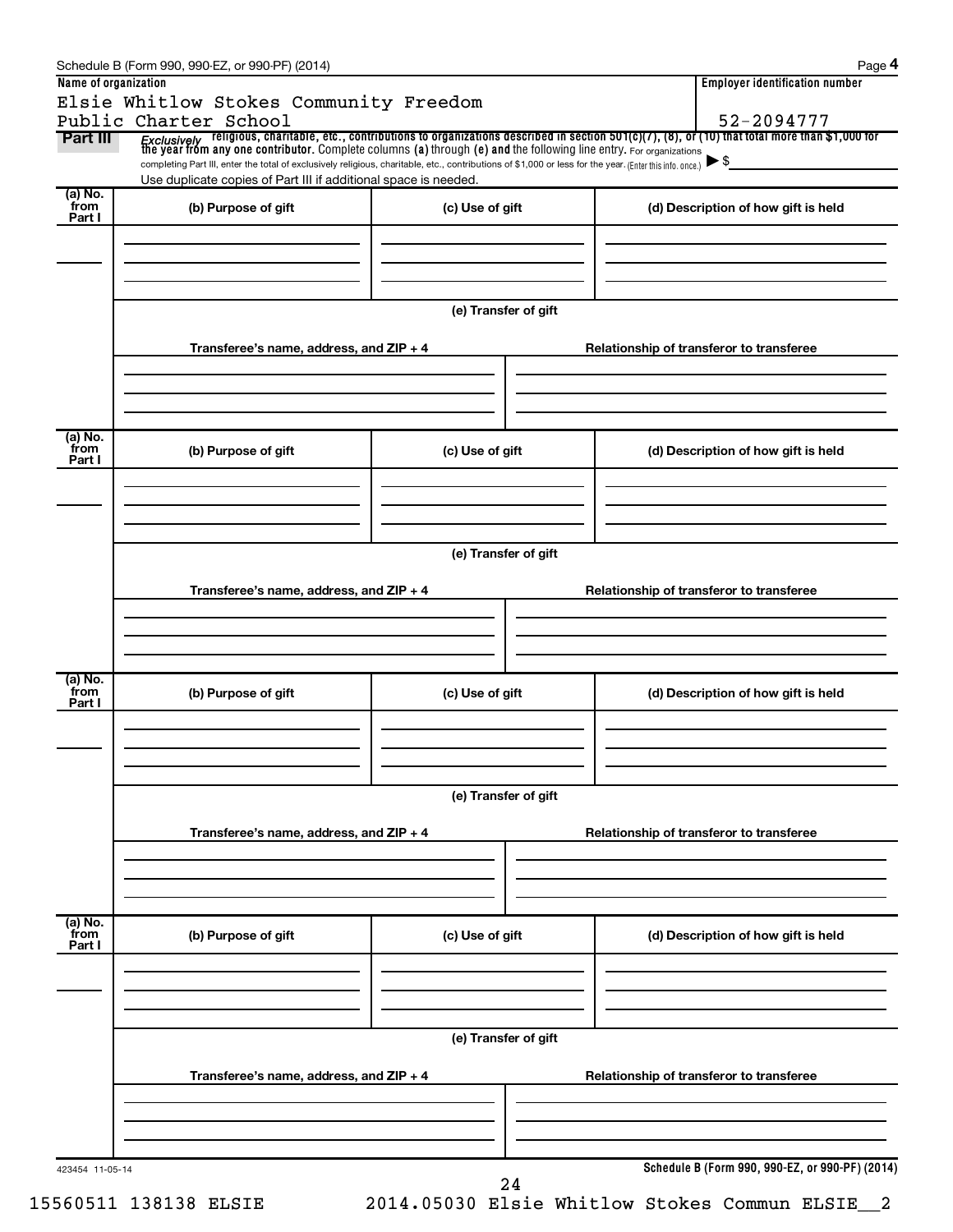Schedule B (Form 990, 990-EZ, or 990-PF) (2014)

**Name of organization**

Elsie Whitlow Stokes Community Freedom Public Charter School

**Employer identification number**

52-2094777

**Part III** *Exclusively* religious, charitable, etc., contributions to organizations described in section 501(c)(7), (8), or (10) that total more than $1,000 for the year from any one contributor. Complete columns (a) through (e) and the following line entry. For organizations completing Part III, enter the total of exclusively religious, charitable, etc., contributions of $1,000 or less for the year. (Enter this info. once.) ▶ $

Use duplicate copies of Part III if additional space is needed.

| (a) No. from Part I | (b) Purpose of gift | (c) Use of gift | (d) Description of how gift is held |
|---|---|---|---|
| | | | |

(e) Transfer of gift

| Transferee's name, address, and ZIP + 4 | Relationship of transferor to transferee |
|---|---|
| | |

| (a) No. from Part I | (b) Purpose of gift | (c) Use of gift | (d) Description of how gift is held |
|---|---|---|---|
| | | | |

(e) Transfer of gift

| Transferee's name, address, and ZIP + 4 | Relationship of transferor to transferee |
|---|---|
| | |

| (a) No. from Part I | (b) Purpose of gift | (c) Use of gift | (d) Description of how gift is held |
|---|---|---|---|
| | | | |

(e) Transfer of gift

| Transferee's name, address, and ZIP + 4 | Relationship of transferor to transferee |
|---|---|
| | |

| (a) No. from Part I | (b) Purpose of gift | (c) Use of gift | (d) Description of how gift is held |
|---|---|---|---|
| | | | |

(e) Transfer of gift

| Transferee's name, address, and ZIP + 4 | Relationship of transferor to transferee |
|---|---|
| | |

423454 11-05-14

Schedule B (Form 990, 990-EZ, or 990-PF) (2014)

15560511 138138 ELSIE 2014.05030 Elsie Whitlow Stokes Commun ELSIE__2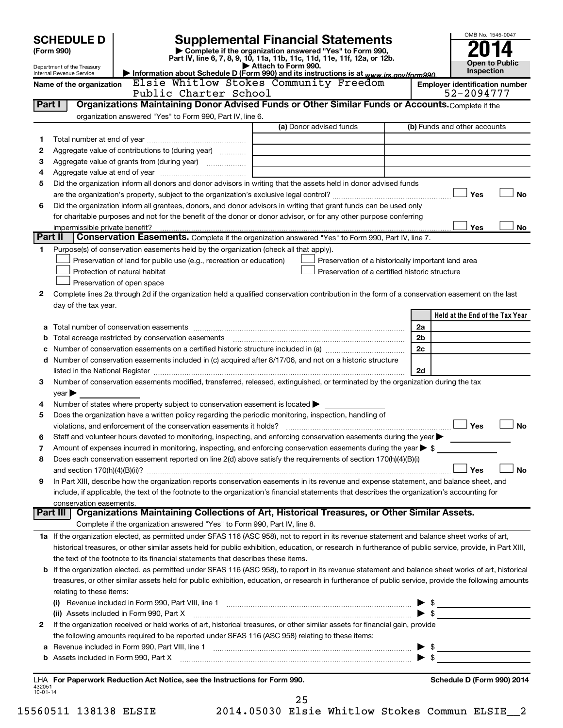**SCHEDULE D**
**(Form 990)**

Department of the Treasury
Internal Revenue Service

# Supplemental Financial Statements

▶ Complete if the organization answered "Yes" to Form 990, Part IV, line 6, 7, 8, 9, 10, 11a, 11b, 11c, 11d, 11e, 11f, 12a, or 12b.
▶ Attach to Form 990.
▶ Information about Schedule D (Form 990) and its instructions is at www.irs.gov/form990.

OMB No. 1545-0047
**2014**
**Open to Public Inspection**

**Name of the organization** Elsie Whitlow Stokes Community Freedom Public Charter School

**Employer identification number** 52-2094777

## Part I Organizations Maintaining Donor Advised Funds or Other Similar Funds or Accounts.

Complete if the organization answered "Yes" to Form 990, Part IV, line 6.

| | | (a) Donor advised funds | (b) Funds and other accounts |
|---|---|---|---|
| 1 | Total number at end of year | | |
| 2 | Aggregate value of contributions to (during year) | | |
| 3 | Aggregate value of grants from (during year) | | |
| 4 | Aggregate value at end of year | | |

5 Did the organization inform all donors and donor advisors in writing that the assets held in donor advised funds are the organization's property, subject to the organization's exclusive legal control? ☐ Yes ☐ No

6 Did the organization inform all grantees, donors, and donor advisors in writing that grant funds can be used only for charitable purposes and not for the benefit of the donor or donor advisor, or for any other purpose conferring impermissible private benefit? ☐ Yes ☐ No

## Part II Conservation Easements.

Complete if the organization answered "Yes" to Form 990, Part IV, line 7.

1 Purpose(s) of conservation easements held by the organization (check all that apply).

- ☐ Preservation of land for public use (e.g., recreation or education)
- ☐ Protection of natural habitat
- ☐ Preservation of open space
- ☐ Preservation of a historically important land area
- ☐ Preservation of a certified historic structure

2 Complete lines 2a through 2d if the organization held a qualified conservation contribution in the form of a conservation easement on the last day of the tax year.

| | | | Held at the End of the Tax Year |
|---|---|---|---|
| a | Total number of conservation easements | 2a | |
| b | Total acreage restricted by conservation easements | 2b | |
| c | Number of conservation easements on a certified historic structure included in (a) | 2c | |
| d | Number of conservation easements included in (c) acquired after 8/17/06, and not on a historic structure listed in the National Register | 2d | |

3 Number of conservation easements modified, transferred, released, extinguished, or terminated by the organization during the tax year ▶

4 Number of states where property subject to conservation easement is located ▶

5 Does the organization have a written policy regarding the periodic monitoring, inspection, handling of violations, and enforcement of the conservation easements it holds? ☐ Yes ☐ No

6 Staff and volunteer hours devoted to monitoring, inspecting, and enforcing conservation easements during the year ▶

7 Amount of expenses incurred in monitoring, inspecting, and enforcing conservation easements during the year ▶ $

8 Does each conservation easement reported on line 2(d) above satisfy the requirements of section 170(h)(4)(B)(i) and section 170(h)(4)(B)(ii)? ☐ Yes ☐ No

9 In Part XIII, describe how the organization reports conservation easements in its revenue and expense statement, and balance sheet, and include, if applicable, the text of the footnote to the organization's financial statements that describes the organization's accounting for conservation easements.

## Part III Organizations Maintaining Collections of Art, Historical Treasures, or Other Similar Assets.

Complete if the organization answered "Yes" to Form 990, Part IV, line 8.

1a If the organization elected, as permitted under SFAS 116 (ASC 958), not to report in its revenue statement and balance sheet works of art, historical treasures, or other similar assets held for public exhibition, education, or research in furtherance of public service, provide, in Part XIII, the text of the footnote to its financial statements that describes these items.

b If the organization elected, as permitted under SFAS 116 (ASC 958), to report in its revenue statement and balance sheet works of art, historical treasures, or other similar assets held for public exhibition, education, or research in furtherance of public service, provide the following amounts relating to these items:

(i) Revenue included in Form 990, Part VIII, line 1 ▶ $

(ii) Assets included in Form 990, Part X ▶ $

2 If the organization received or held works of art, historical treasures, or other similar assets for financial gain, provide the following amounts required to be reported under SFAS 116 (ASC 958) relating to these items:

a Revenue included in Form 990, Part VIII, line 1 ▶ $

b Assets included in Form 990, Part X ▶ $

LHA **For Paperwork Reduction Act Notice, see the Instructions for Form 990.** **Schedule D (Form 990) 2014**

432051
10-01-14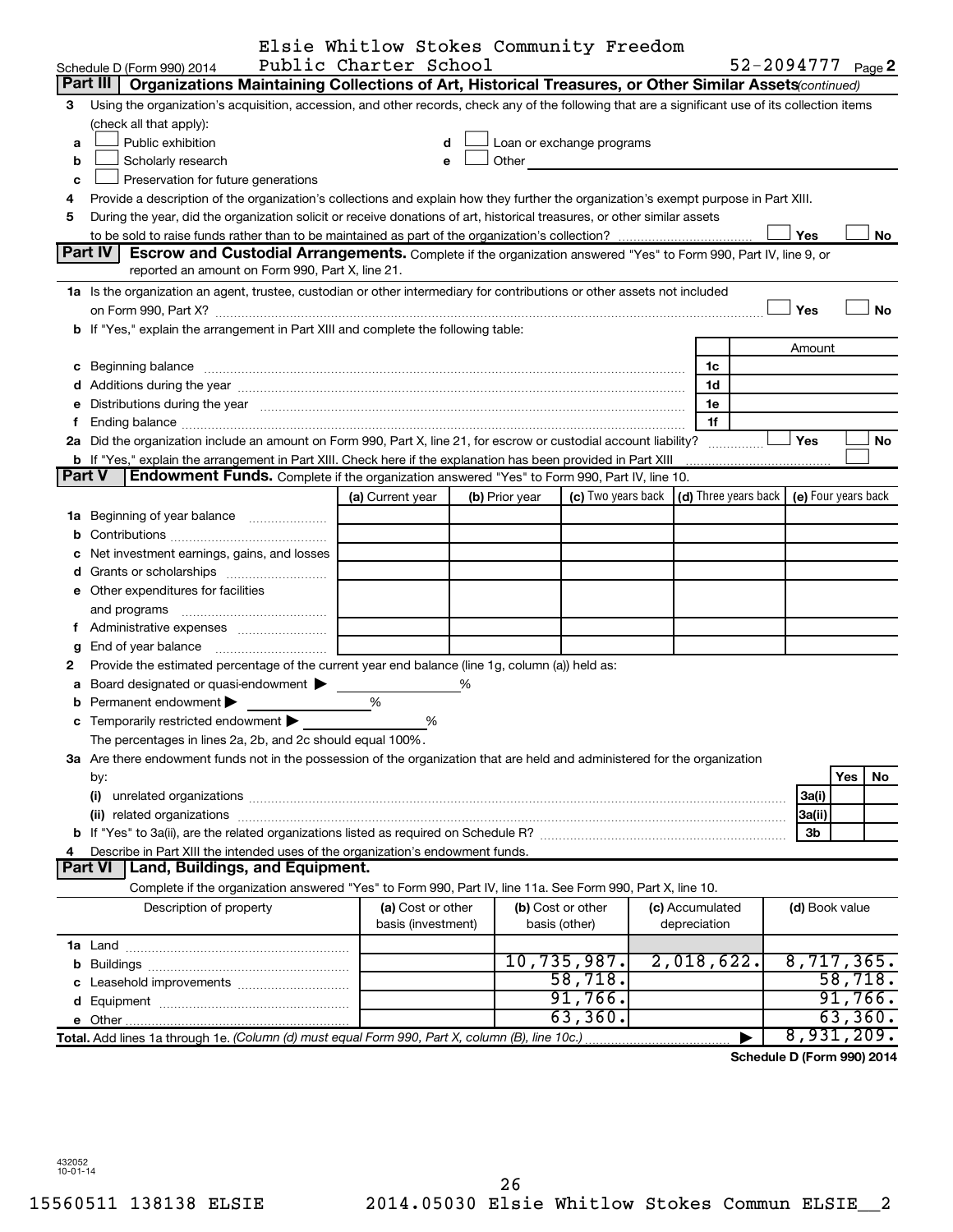Schedule D (Form 990) 2014 Elsie Whitlow Stokes Community Freedom Public Charter School 52-2094777 Page 2

## Part III Organizations Maintaining Collections of Art, Historical Treasures, or Other Similar Assets *(continued)*

**3** Using the organization's acquisition, accession, and other records, check any of the following that are a significant use of its collection items (check all that apply):

- **a** ☐ Public exhibition
- **b** ☐ Scholarly research
- **c** ☐ Preservation for future generations
- **d** ☐ Loan or exchange programs
- **e** ☐ Other

**4** Provide a description of the organization's collections and explain how they further the organization's exempt purpose in Part XIII.

**5** During the year, did the organization solicit or receive donations of art, historical treasures, or other similar assets to be sold to raise funds rather than to be maintained as part of the organization's collection? ☐ Yes ☐ No

## Part IV Escrow and Custodial Arrangements.

Complete if the organization answered "Yes" to Form 990, Part IV, line 9, or reported an amount on Form 990, Part X, line 21.

**1a** Is the organization an agent, trustee, custodian or other intermediary for contributions or other assets not included on Form 990, Part X? ☐ Yes ☐ No

**b** If "Yes," explain the arrangement in Part XIII and complete the following table:

| | | Amount |
|---|---|---|
| **c** Beginning balance | 1c | |
| **d** Additions during the year | 1d | |
| **e** Distributions during the year | 1e | |
| **f** Ending balance | 1f | |

**2a** Did the organization include an amount on Form 990, Part X, line 21, for escrow or custodial account liability? ☐ Yes ☐ No

**b** If "Yes," explain the arrangement in Part XIII. Check here if the explanation has been provided in Part XIII ☐

## Part V Endowment Funds.

Complete if the organization answered "Yes" to Form 990, Part IV, line 10.

| | (a) Current year | (b) Prior year | (c) Two years back | (d) Three years back | (e) Four years back |
|---|---|---|---|---|---|
| **1a** Beginning of year balance | | | | | |
| **b** Contributions | | | | | |
| **c** Net investment earnings, gains, and losses | | | | | |
| **d** Grants or scholarships | | | | | |
| **e** Other expenditures for facilities and programs | | | | | |
| **f** Administrative expenses | | | | | |
| **g** End of year balance | | | | | |

**2** Provide the estimated percentage of the current year end balance (line 1g, column (a)) held as:

- **a** Board designated or quasi-endowment ▶ %
- **b** Permanent endowment ▶ %
- **c** Temporarily restricted endowment ▶ %

The percentages in lines 2a, 2b, and 2c should equal 100%.

**3a** Are there endowment funds not in the possession of the organization that are held and administered for the organization by:

| | | Yes | No |
|---|---|---|---|
| (i) unrelated organizations | 3a(i) | | |
| (ii) related organizations | 3a(ii) | | |
| **b** If "Yes" to 3a(ii), are the related organizations listed as required on Schedule R? | 3b | | |

**4** Describe in Part XIII the intended uses of the organization's endowment funds.

## Part VI Land, Buildings, and Equipment.

Complete if the organization answered "Yes" to Form 990, Part IV, line 11a. See Form 990, Part X, line 10.

| Description of property | (a) Cost or other basis (investment) | (b) Cost or other basis (other) | (c) Accumulated depreciation | (d) Book value |
|---|---|---|---|---|
| **1a** Land | | | | |
| **b** Buildings | | 10,735,987. | 2,018,622. | 8,717,365. |
| **c** Leasehold improvements | | 58,718. | | 58,718. |
| **d** Equipment | | 91,766. | | 91,766. |
| **e** Other | | 63,360. | | 63,360. |
| **Total.** Add lines 1a through 1e. *(Column (d) must equal Form 990, Part X, column (B), line 10c.)* | | | ▶ | 8,931,209. |

**Schedule D (Form 990) 2014**

432052 10-01-14

15560511 138138 ELSIE 2014.05030 Elsie Whitlow Stokes Commun ELSIE__2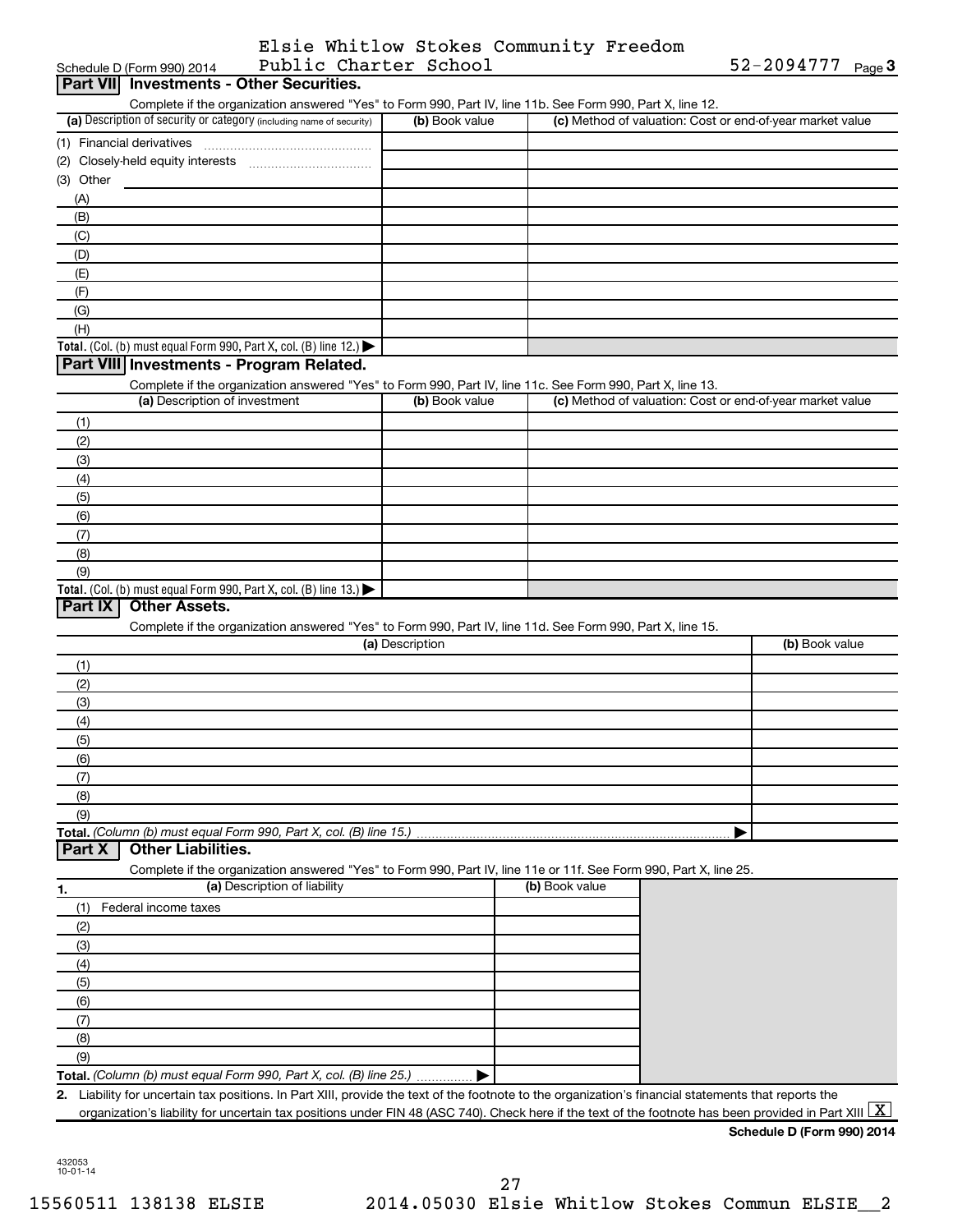Elsie Whitlow Stokes Community Freedom Public Charter School 52-2094777

Schedule D (Form 990) 2014 Page 3

## Part VII Investments - Other Securities.

Complete if the organization answered "Yes" to Form 990, Part IV, line 11b. See Form 990, Part X, line 12.

| (a) Description of security or category (including name of security) | (b) Book value | (c) Method of valuation: Cost or end-of-year market value |
|---|---|---|
| (1) Financial derivatives | | |
| (2) Closely-held equity interests | | |
| (3) Other | | |
| (A) | | |
| (B) | | |
| (C) | | |
| (D) | | |
| (E) | | |
| (F) | | |
| (G) | | |
| (H) | | |
| **Total.** (Col. (b) must equal Form 990, Part X, col. (B) line 12.) ▶ | | |

## Part VIII Investments - Program Related.

Complete if the organization answered "Yes" to Form 990, Part IV, line 11c. See Form 990, Part X, line 13.

| (a) Description of investment | (b) Book value | (c) Method of valuation: Cost or end-of-year market value |
|---|---|---|
| (1) | | |
| (2) | | |
| (3) | | |
| (4) | | |
| (5) | | |
| (6) | | |
| (7) | | |
| (8) | | |
| (9) | | |
| **Total.** (Col. (b) must equal Form 990, Part X, col. (B) line 13.) ▶ | | |

## Part IX Other Assets.

Complete if the organization answered "Yes" to Form 990, Part IV, line 11d. See Form 990, Part X, line 15.

| (a) Description | (b) Book value |
|---|---|
| (1) | |
| (2) | |
| (3) | |
| (4) | |
| (5) | |
| (6) | |
| (7) | |
| (8) | |
| (9) | |
| **Total.** *(Column (b) must equal Form 990, Part X, col. (B) line 15.)* ▶ | |

## Part X Other Liabilities.

Complete if the organization answered "Yes" to Form 990, Part IV, line 11e or 11f. See Form 990, Part X, line 25.

| 1. (a) Description of liability | (b) Book value |
|---|---|
| (1) Federal income taxes | |
| (2) | |
| (3) | |
| (4) | |
| (5) | |
| (6) | |
| (7) | |
| (8) | |
| (9) | |
| **Total.** *(Column (b) must equal Form 990, Part X, col. (B) line 25.)* ▶ | |

2. Liability for uncertain tax positions. In Part XIII, provide the text of the footnote to the organization's financial statements that reports the organization's liability for uncertain tax positions under FIN 48 (ASC 740). Check here if the text of the footnote has been provided in Part XIII [X]

**Schedule D (Form 990) 2014**

432053 10-01-14

15560511 138138 ELSIE 2014.05030 Elsie Whitlow Stokes Commun ELSIE__2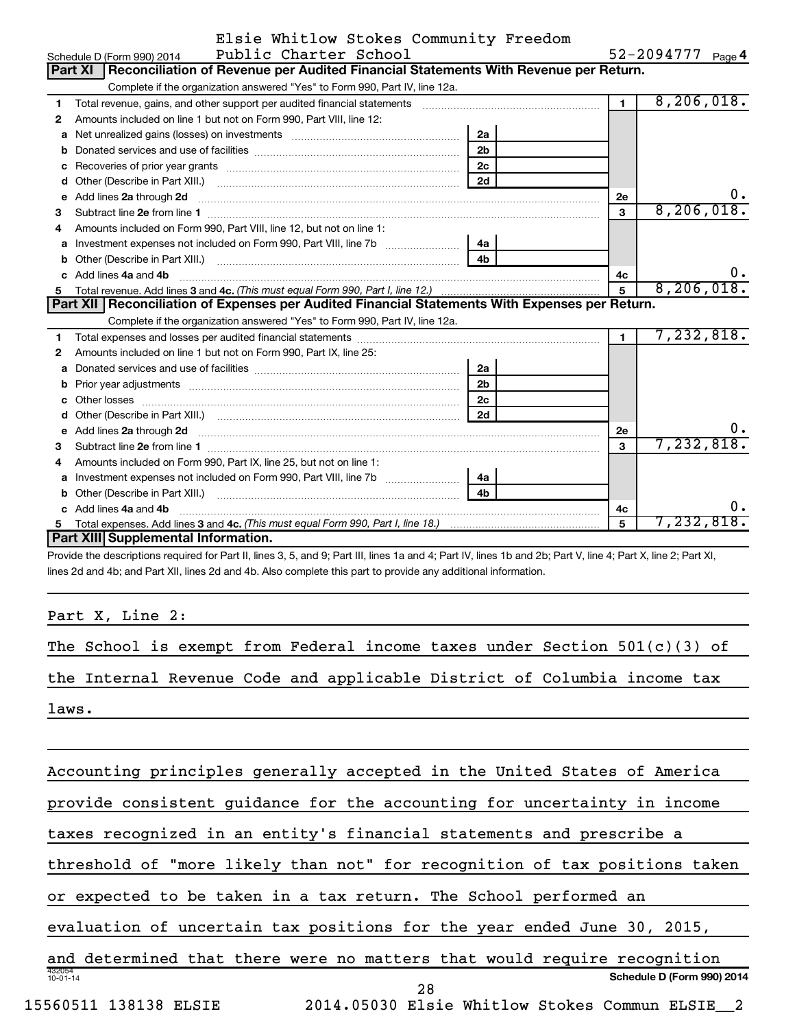Schedule D (Form 990) 2014 Elsie Whitlow Stokes Community Freedom Public Charter School 52-2094777

## Part XI Reconciliation of Revenue per Audited Financial Statements With Revenue per Return.

Complete if the organization answered "Yes" to Form 990, Part IV, line 12a.

| | | | | | |
|---|---|---|---|---|---|
| 1 | Total revenue, gains, and other support per audited financial statements | | | 1 | 8,206,018. |
| 2 | Amounts included on line 1 but not on Form 990, Part VIII, line 12: | | | | |
| a | Net unrealized gains (losses) on investments | 2a | | | |
| b | Donated services and use of facilities | 2b | | | |
| c | Recoveries of prior year grants | 2c | | | |
| d | Other (Describe in Part XIII.) | 2d | | | |
| e | Add lines 2a through 2d | | | 2e | 0. |
| 3 | Subtract line 2e from line 1 | | | 3 | 8,206,018. |
| 4 | Amounts included on Form 990, Part VIII, line 12, but not on line 1: | | | | |
| a | Investment expenses not included on Form 990, Part VIII, line 7b | 4a | | | |
| b | Other (Describe in Part XIII.) | 4b | | | |
| c | Add lines 4a and 4b | | | 4c | 0. |
| 5 | Total revenue. Add lines 3 and 4c. *(This must equal Form 990, Part I, line 12.)* | | | 5 | 8,206,018. |

## Part XII Reconciliation of Expenses per Audited Financial Statements With Expenses per Return.

Complete if the organization answered "Yes" to Form 990, Part IV, line 12a.

| | | | | | |
|---|---|---|---|---|---|
| 1 | Total expenses and losses per audited financial statements | | | 1 | 7,232,818. |
| 2 | Amounts included on line 1 but not on Form 990, Part IX, line 25: | | | | |
| a | Donated services and use of facilities | 2a | | | |
| b | Prior year adjustments | 2b | | | |
| c | Other losses | 2c | | | |
| d | Other (Describe in Part XIII.) | 2d | | | |
| e | Add lines 2a through 2d | | | 2e | 0. |
| 3 | Subtract line 2e from line 1 | | | 3 | 7,232,818. |
| 4 | Amounts included on Form 990, Part IX, line 25, but not on line 1: | | | | |
| a | Investment expenses not included on Form 990, Part VIII, line 7b | 4a | | | |
| b | Other (Describe in Part XIII.) | 4b | | | |
| c | Add lines 4a and 4b | | | 4c | 0. |
| 5 | Total expenses. Add lines 3 and 4c. *(This must equal Form 990, Part I, line 18.)* | | | 5 | 7,232,818. |

## Part XIII Supplemental Information.

Provide the descriptions required for Part II, lines 3, 5, and 9; Part III, lines 1a and 4; Part IV, lines 1b and 2b; Part V, line 4; Part X, line 2; Part XI, lines 2d and 4b; and Part XII, lines 2d and 4b. Also complete this part to provide any additional information.

Part X, Line 2:

The School is exempt from Federal income taxes under Section 501(c)(3) of the Internal Revenue Code and applicable District of Columbia income tax laws.

Accounting principles generally accepted in the United States of America provide consistent guidance for the accounting for uncertainty in income taxes recognized in an entity's financial statements and prescribe a threshold of "more likely than not" for recognition of tax positions taken or expected to be taken in a tax return. The School performed an evaluation of uncertain tax positions for the year ended June 30, 2015, and determined that there were no matters that would require recognition

Schedule D (Form 990) 2014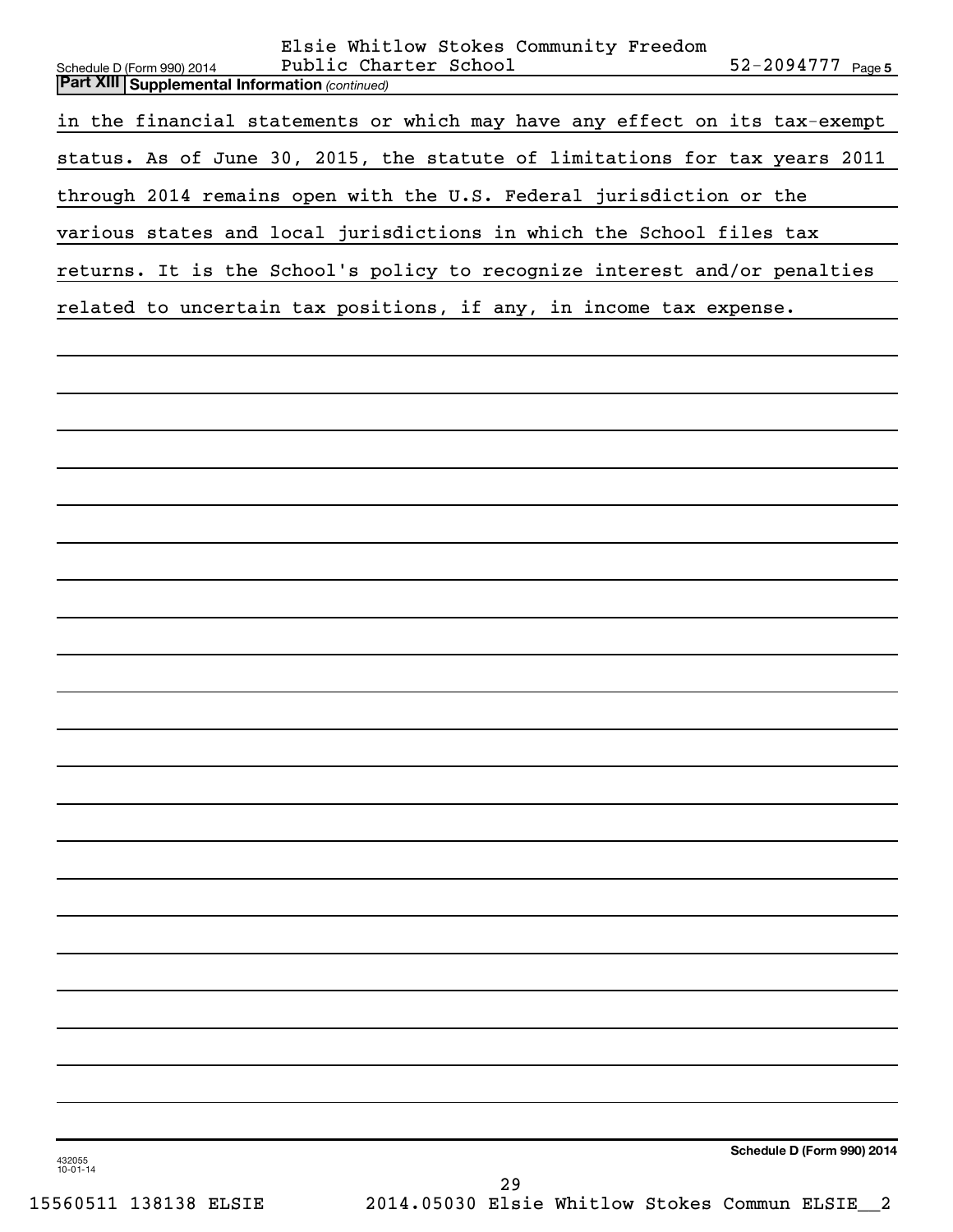## Part XIII Supplemental Information *(continued)*

in the financial statements or which may have any effect on its tax-exempt status. As of June 30, 2015, the statute of limitations for tax years 2011 through 2014 remains open with the U.S. Federal jurisdiction or the various states and local jurisdictions in which the School files tax returns. It is the School's policy to recognize interest and/or penalties related to uncertain tax positions, if any, in income tax expense.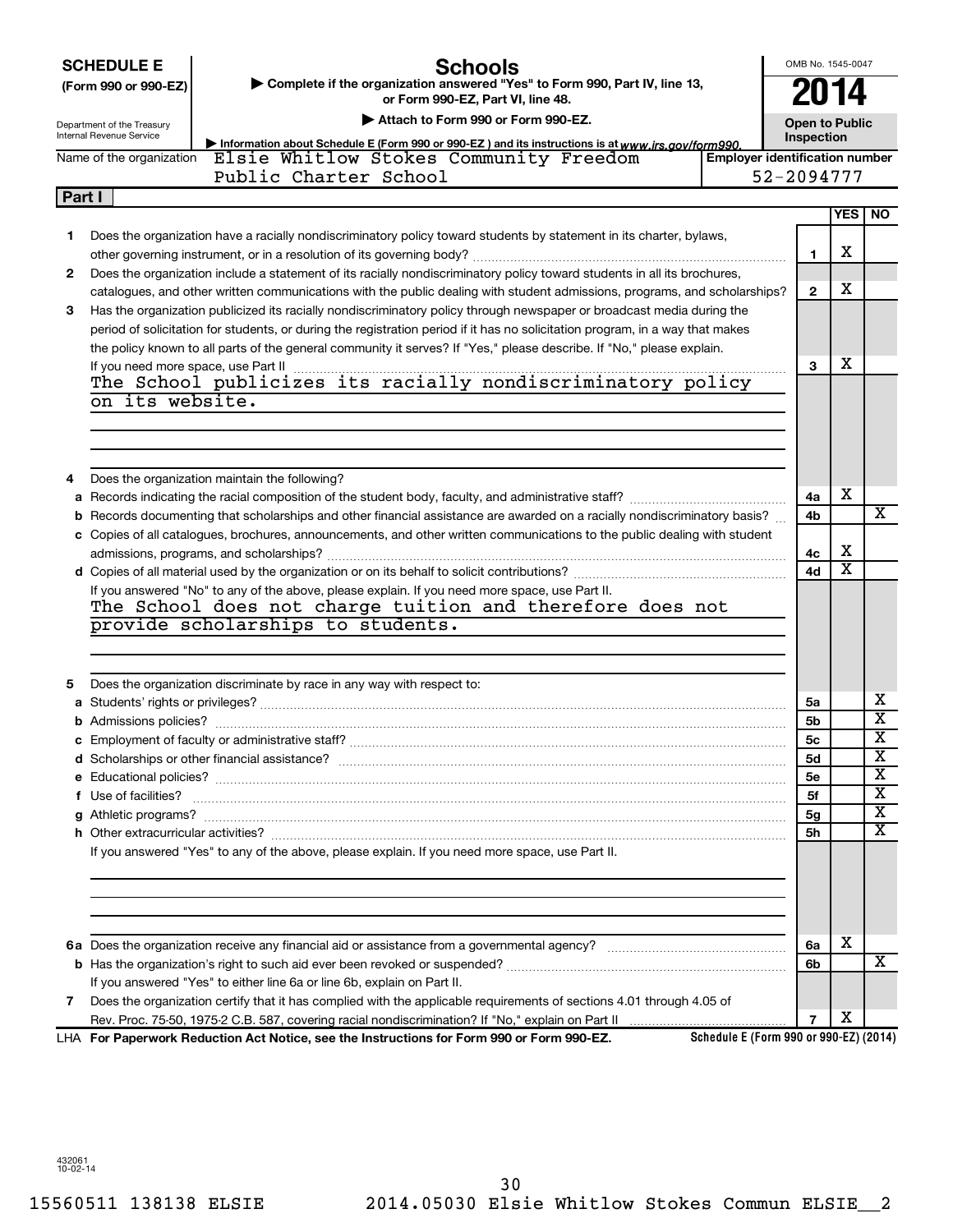**SCHEDULE E**
**(Form 990 or 990-EZ)**

Department of the Treasury
Internal Revenue Service

# Schools

▶ Complete if the organization answered "Yes" to Form 990, Part IV, line 13, or Form 990-EZ, Part VI, line 48.

▶ Attach to Form 990 or Form 990-EZ.

▶ Information about Schedule E (Form 990 or 990-EZ) and its instructions is at www.irs.gov/form990.

OMB No. 1545-0047

**2014**

**Open to Public Inspection**

Name of the organization: Elsie Whitlow Stokes Community Freedom Public Charter School

Employer identification number: 52-2094777

## Part I

| | | | YES | NO |
|---|---|---|---|---|
| 1 | Does the organization have a racially nondiscriminatory policy toward students by statement in its charter, bylaws, other governing instrument, or in a resolution of its governing body? | 1 | X | |
| 2 | Does the organization include a statement of its racially nondiscriminatory policy toward students in all its brochures, catalogues, and other written communications with the public dealing with student admissions, programs, and scholarships? | 2 | X | |
| 3 | Has the organization publicized its racially nondiscriminatory policy through newspaper or broadcast media during the period of solicitation for students, or during the registration period if it has no solicitation program, in a way that makes the policy known to all parts of the general community it serves? If "Yes," please describe. If "No," please explain. If you need more space, use Part II | 3 | X | |

The School publicizes its racially nondiscriminatory policy on its website.

| | | | YES | NO |
|---|---|---|---|---|
| 4 | Does the organization maintain the following? | | | |
| a | Records indicating the racial composition of the student body, faculty, and administrative staff? | 4a | X | |
| b | Records documenting that scholarships and other financial assistance are awarded on a racially nondiscriminatory basis? | 4b | | X |
| c | Copies of all catalogues, brochures, announcements, and other written communications to the public dealing with student admissions, programs, and scholarships? | 4c | X | |
| d | Copies of all material used by the organization or on its behalf to solicit contributions? | 4d | X | |

If you answered "No" to any of the above, please explain. If you need more space, use Part II.

The School does not charge tuition and therefore does not provide scholarships to students.

| | | | YES | NO |
|---|---|---|---|---|
| 5 | Does the organization discriminate by race in any way with respect to: | | | |
| a | Students' rights or privileges? | 5a | | X |
| b | Admissions policies? | 5b | | X |
| c | Employment of faculty or administrative staff? | 5c | | X |
| d | Scholarships or other financial assistance? | 5d | | X |
| e | Educational policies? | 5e | | X |
| f | Use of facilities? | 5f | | X |
| g | Athletic programs? | 5g | | X |
| h | Other extracurricular activities? | 5h | | X |

If you answered "Yes" to any of the above, please explain. If you need more space, use Part II.

| | | | YES | NO |
|---|---|---|---|---|
| 6a | Does the organization receive any financial aid or assistance from a governmental agency? | 6a | X | |
| b | Has the organization's right to such aid ever been revoked or suspended? | 6b | | X |
| | If you answered "Yes" to either line 6a or line 6b, explain on Part II. | | | |
| 7 | Does the organization certify that it has complied with the applicable requirements of sections 4.01 through 4.05 of Rev. Proc. 75-50, 1975-2 C.B. 587, covering racial nondiscrimination? If "No," explain on Part II | 7 | X | |

LHA For Paperwork Reduction Act Notice, see the Instructions for Form 990 or Form 990-EZ. Schedule E (Form 990 or 990-EZ) (2014)

432061 10-02-14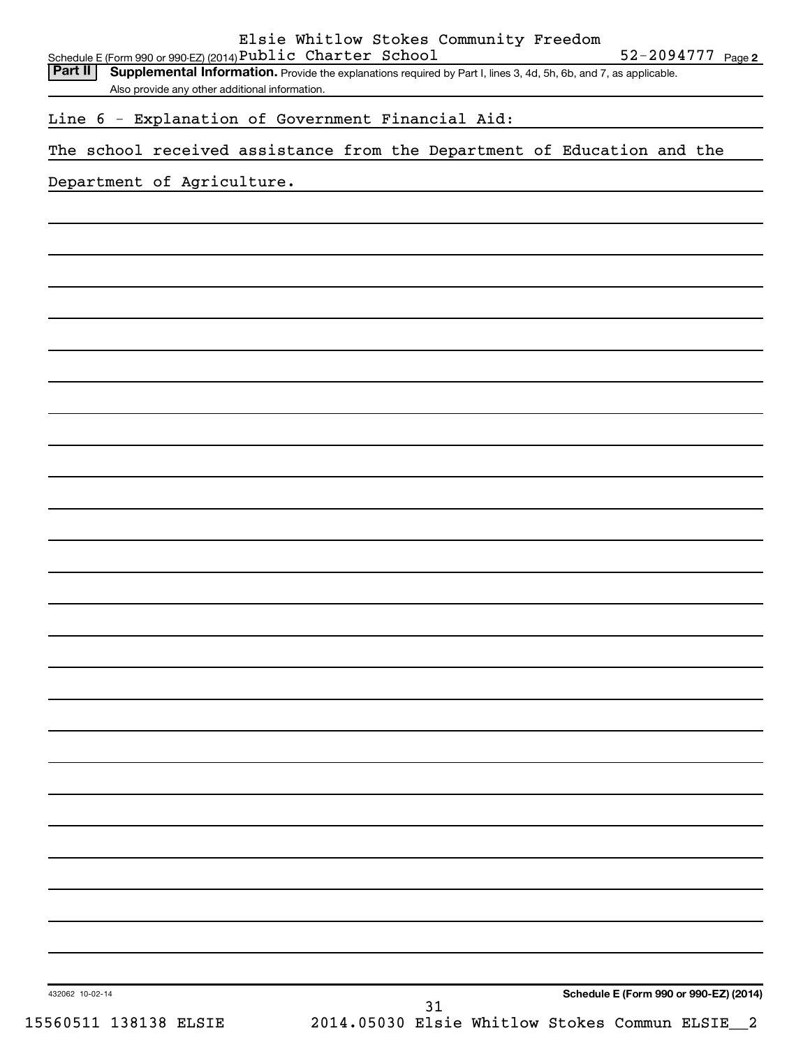Elsie Whitlow Stokes Community Freedom Public Charter School 52-2094777

Schedule E (Form 990 or 990-EZ) (2014)

**Part II** **Supplemental Information.** Provide the explanations required by Part I, lines 3, 4d, 5h, 6b, and 7, as applicable. Also provide any other additional information.

Line 6 - Explanation of Government Financial Aid:

The school received assistance from the Department of Education and the Department of Agriculture.

432062 10-02-14

**Schedule E (Form 990 or 990-EZ) (2014)**

15560511 138138 ELSIE 2014.05030 Elsie Whitlow Stokes Commun ELSIE__2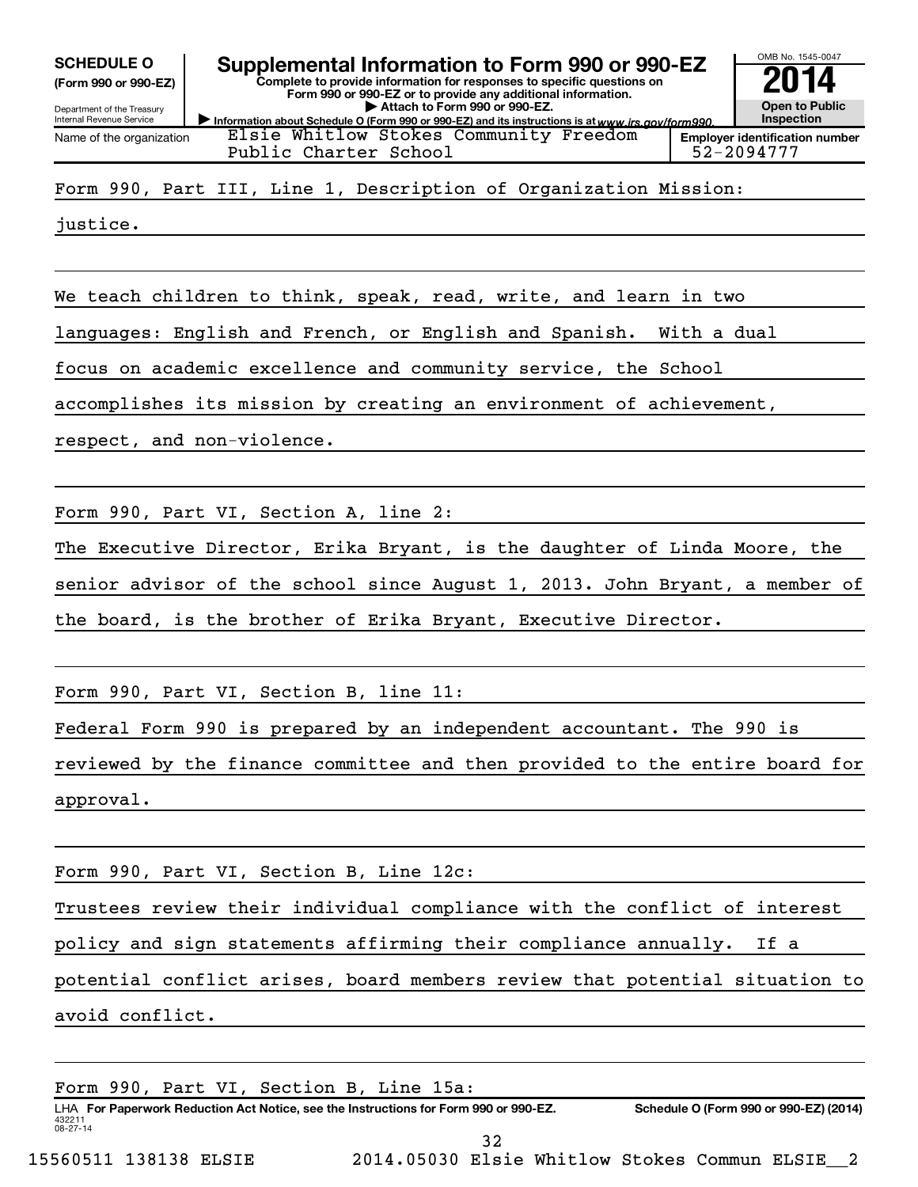**SCHEDULE O** **(Form 990 or 990-EZ)**

Department of the Treasury
Internal Revenue Service

# Supplemental Information to Form 990 or 990-EZ

**Complete to provide information for responses to specific questions on Form 990 or 990-EZ or to provide any additional information.**

**▶ Attach to Form 990 or 990-EZ.**

**▶ Information about Schedule O (Form 990 or 990-EZ) and its instructions is at** *www.irs.gov/form990.*

OMB No. 1545-0047

**2014**

**Open to Public Inspection**

| Name of the organization | Employer identification number |
|---|---|
| Elsie Whitlow Stokes Community Freedom Public Charter School | 52-2094777 |

Form 990, Part III, Line 1, Description of Organization Mission:

justice.

We teach children to think, speak, read, write, and learn in two languages: English and French, or English and Spanish. With a dual focus on academic excellence and community service, the School accomplishes its mission by creating an environment of achievement, respect, and non-violence.

Form 990, Part VI, Section A, line 2:

The Executive Director, Erika Bryant, is the daughter of Linda Moore, the senior advisor of the school since August 1, 2013. John Bryant, a member of the board, is the brother of Erika Bryant, Executive Director.

Form 990, Part VI, Section B, line 11:

Federal Form 990 is prepared by an independent accountant. The 990 is reviewed by the finance committee and then provided to the entire board for approval.

Form 990, Part VI, Section B, Line 12c:

Trustees review their individual compliance with the conflict of interest policy and sign statements affirming their compliance annually. If a potential conflict arises, board members review that potential situation to avoid conflict.

Form 990, Part VI, Section B, Line 15a:

LHA **For Paperwork Reduction Act Notice, see the Instructions for Form 990 or 990-EZ.** **Schedule O (Form 990 or 990-EZ) (2014)**

432211
08-27-14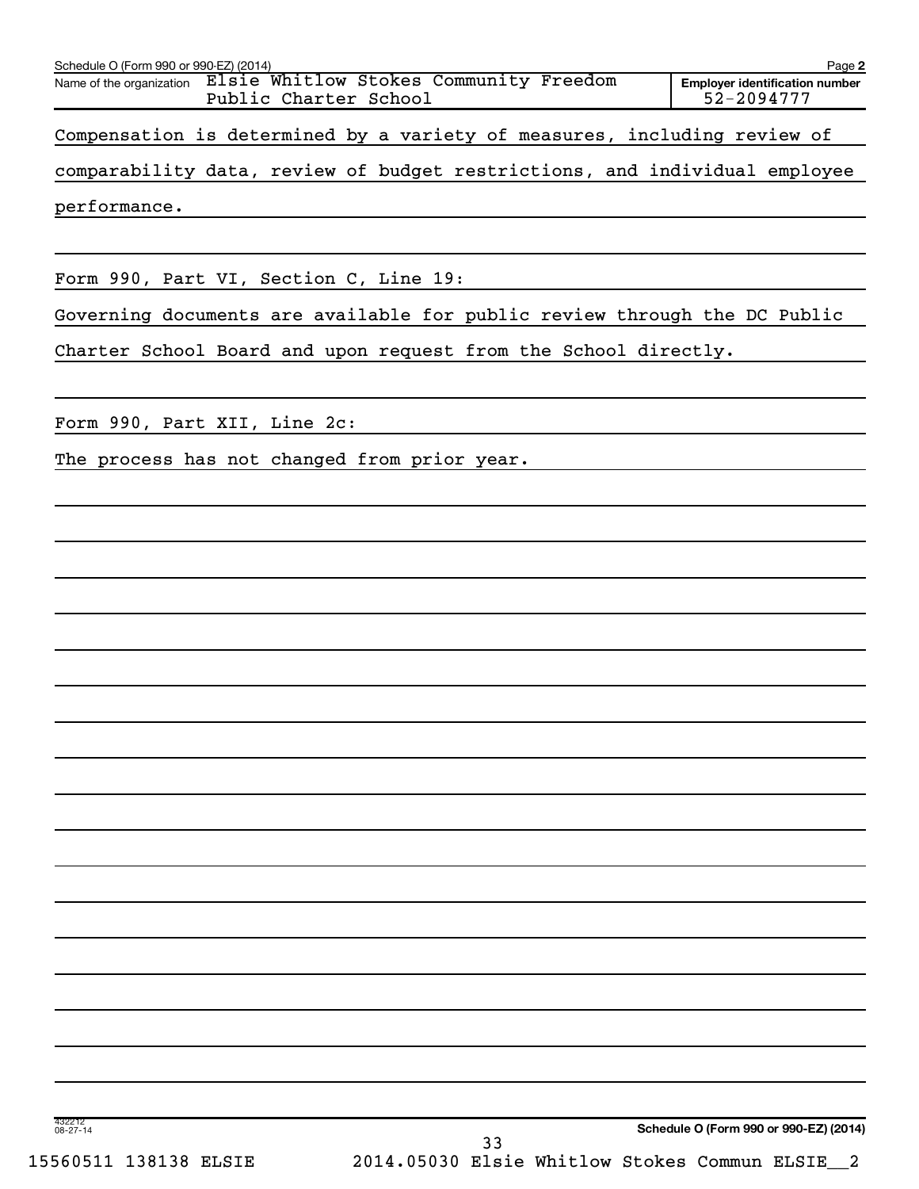Schedule O (Form 990 or 990-EZ) (2014) Page **2**

Name of the organization: Elsie Whitlow Stokes Community Freedom Public Charter School

**Employer identification number** 52-2094777

Compensation is determined by a variety of measures, including review of comparability data, review of budget restrictions, and individual employee performance.

Form 990, Part VI, Section C, Line 19:

Governing documents are available for public review through the DC Public Charter School Board and upon request from the School directly.

Form 990, Part XII, Line 2c:

The process has not changed from prior year.

**Schedule O (Form 990 or 990-EZ) (2014)**